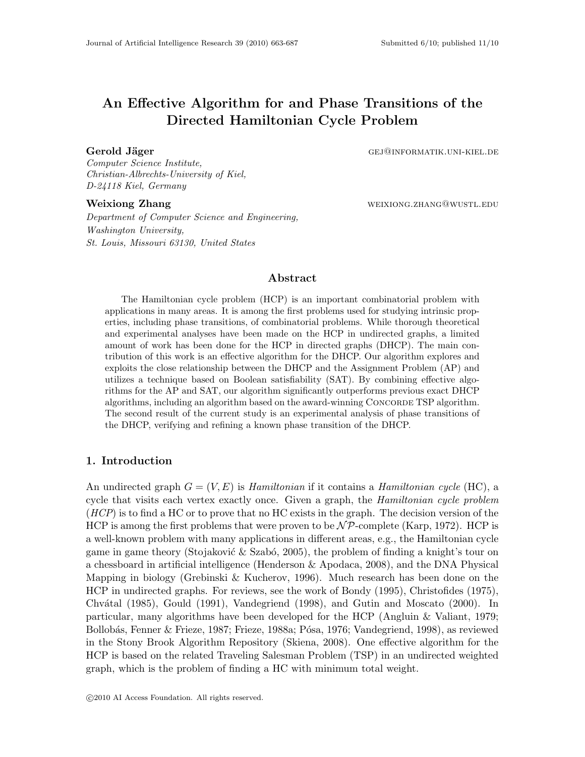# An Effective Algorithm for and Phase Transitions of the Directed Hamiltonian Cycle Problem

**Gerold Jäger** GEJ@INFORMATIK.UNI-KIEL.DE
*Computer Science Institute,*
*Christian-Albrechts-University of Kiel,*
*D-24118 Kiel, Germany*

**Weixiong Zhang** WEIXIONG.ZHANG@WUSTL.EDU
*Department of Computer Science and Engineering,*
*Washington University,*
*St. Louis, Missouri 63130, United States*

## Abstract

The Hamiltonian cycle problem (HCP) is an important combinatorial problem with applications in many areas. It is among the first problems used for studying intrinsic properties, including phase transitions, of combinatorial problems. While thorough theoretical and experimental analyses have been made on the HCP in undirected graphs, a limited amount of work has been done for the HCP in directed graphs (DHCP). The main contribution of this work is an effective algorithm for the DHCP. Our algorithm explores and exploits the close relationship between the DHCP and the Assignment Problem (AP) and utilizes a technique based on Boolean satisfiability (SAT). By combining effective algorithms for the AP and SAT, our algorithm significantly outperforms previous exact DHCP algorithms, including an algorithm based on the award-winning CONCORDE TSP algorithm. The second result of the current study is an experimental analysis of phase transitions of the DHCP, verifying and refining a known phase transition of the DHCP.

## 1. Introduction

An undirected graph $G = (V, E)$ is *Hamiltonian* if it contains a *Hamiltonian cycle* (HC), a cycle that visits each vertex exactly once. Given a graph, the *Hamiltonian cycle problem* (*HCP*) is to find a HC or to prove that no HC exists in the graph. The decision version of the HCP is among the first problems that were proven to be $\mathcal{NP}$-complete (Karp, 1972). HCP is a well-known problem with many applications in different areas, e.g., the Hamiltonian cycle game in game theory (Stojaković & Szabó, 2005), the problem of finding a knight's tour on a chessboard in artificial intelligence (Henderson & Apodaca, 2008), and the DNA Physical Mapping in biology (Grebinski & Kucherov, 1996). Much research has been done on the HCP in undirected graphs. For reviews, see the work of Bondy (1995), Christofides (1975), Chvátal (1985), Gould (1991), Vandegriend (1998), and Gutin and Moscato (2000). In particular, many algorithms have been developed for the HCP (Angluin & Valiant, 1979; Bollobás, Fenner & Frieze, 1987; Frieze, 1988a; Pósa, 1976; Vandegriend, 1998), as reviewed in the Stony Brook Algorithm Repository (Skiena, 2008). One effective algorithm for the HCP is based on the related Traveling Salesman Problem (TSP) in an undirected weighted graph, which is the problem of finding a HC with minimum total weight.

©2010 AI Access Foundation. All rights reserved.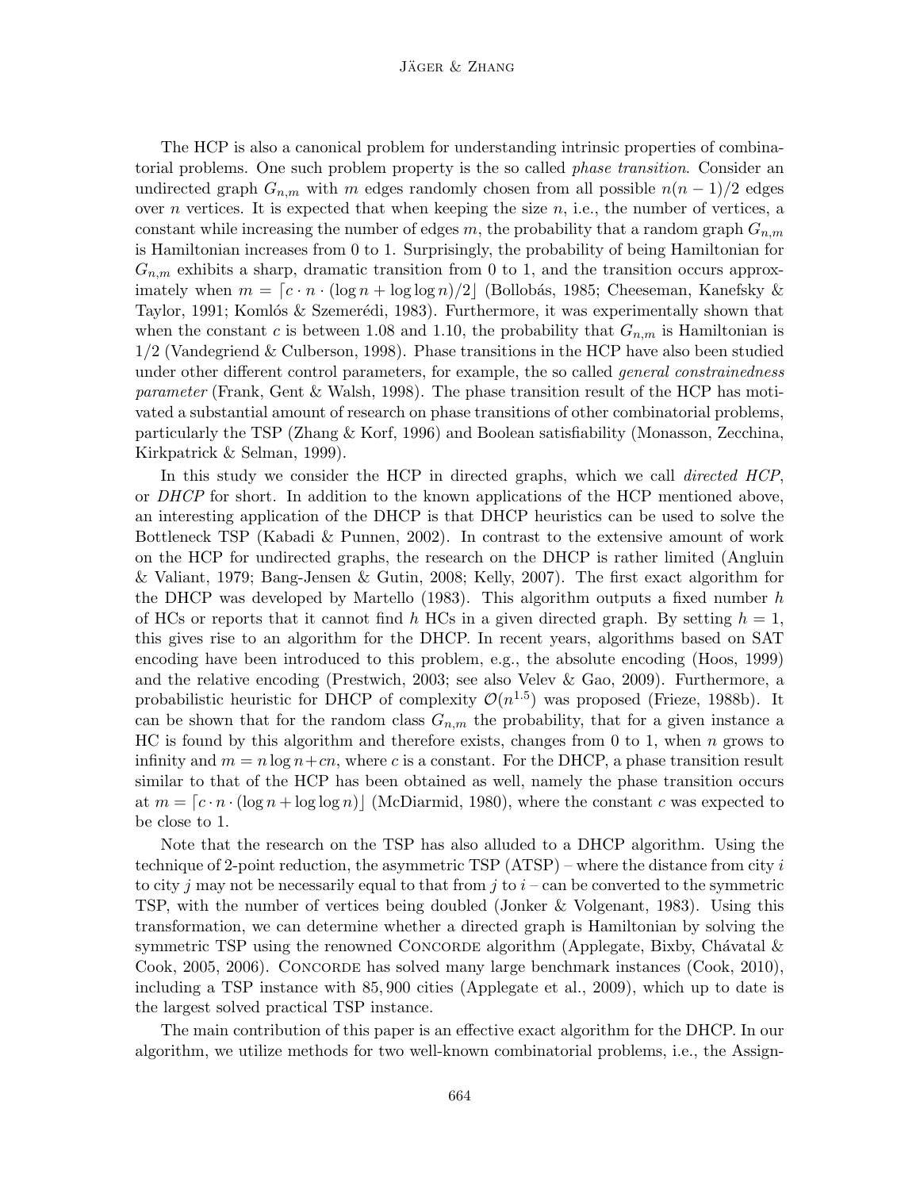The HCP is also a canonical problem for understanding intrinsic properties of combinatorial problems. One such problem property is the so called *phase transition*. Consider an undirected graph $G_{n,m}$ with $m$ edges randomly chosen from all possible $n(n-1)/2$ edges over $n$ vertices. It is expected that when keeping the size $n$, i.e., the number of vertices, a constant while increasing the number of edges $m$, the probability that a random graph $G_{n,m}$ is Hamiltonian increases from 0 to 1. Surprisingly, the probability of being Hamiltonian for $G_{n,m}$ exhibits a sharp, dramatic transition from 0 to 1, and the transition occurs approximately when $m = \lceil c \cdot n \cdot (\log n + \log \log n)/2 \rfloor$ (Bollobás, 1985; Cheeseman, Kanefsky & Taylor, 1991; Komlós & Szemerédi, 1983). Furthermore, it was experimentally shown that when the constant $c$ is between 1.08 and 1.10, the probability that $G_{n,m}$ is Hamiltonian is 1/2 (Vandegriend & Culberson, 1998). Phase transitions in the HCP have also been studied under other different control parameters, for example, the so called *general constrainedness parameter* (Frank, Gent & Walsh, 1998). The phase transition result of the HCP has motivated a substantial amount of research on phase transitions of other combinatorial problems, particularly the TSP (Zhang & Korf, 1996) and Boolean satisfiability (Monasson, Zecchina, Kirkpatrick & Selman, 1999).

In this study we consider the HCP in directed graphs, which we call *directed HCP*, or *DHCP* for short. In addition to the known applications of the HCP mentioned above, an interesting application of the DHCP is that DHCP heuristics can be used to solve the Bottleneck TSP (Kabadi & Punnen, 2002). In contrast to the extensive amount of work on the HCP for undirected graphs, the research on the DHCP is rather limited (Angluin & Valiant, 1979; Bang-Jensen & Gutin, 2008; Kelly, 2007). The first exact algorithm for the DHCP was developed by Martello (1983). This algorithm outputs a fixed number $h$ of HCs or reports that it cannot find $h$ HCs in a given directed graph. By setting $h = 1$, this gives rise to an algorithm for the DHCP. In recent years, algorithms based on SAT encoding have been introduced to this problem, e.g., the absolute encoding (Hoos, 1999) and the relative encoding (Prestwich, 2003; see also Velev & Gao, 2009). Furthermore, a probabilistic heuristic for DHCP of complexity $\mathcal{O}(n^{1.5})$ was proposed (Frieze, 1988b). It can be shown that for the random class $G_{n,m}$ the probability, that for a given instance a HC is found by this algorithm and therefore exists, changes from 0 to 1, when $n$ grows to infinity and $m = n \log n + cn$, where $c$ is a constant. For the DHCP, a phase transition result similar to that of the HCP has been obtained as well, namely the phase transition occurs at $m = \lceil c \cdot n \cdot (\log n + \log \log n) \rfloor$ (McDiarmid, 1980), where the constant $c$ was expected to be close to 1.

Note that the research on the TSP has also alluded to a DHCP algorithm. Using the technique of 2-point reduction, the asymmetric TSP (ATSP) – where the distance from city $i$ to city $j$ may not be necessarily equal to that from $j$ to $i$ – can be converted to the symmetric TSP, with the number of vertices being doubled (Jonker & Volgenant, 1983). Using this transformation, we can determine whether a directed graph is Hamiltonian by solving the symmetric TSP using the renowned CONCORDE algorithm (Applegate, Bixby, Chávatal & Cook, 2005, 2006). CONCORDE has solved many large benchmark instances (Cook, 2010), including a TSP instance with 85,900 cities (Applegate et al., 2009), which up to date is the largest solved practical TSP instance.

The main contribution of this paper is an effective exact algorithm for the DHCP. In our algorithm, we utilize methods for two well-known combinatorial problems, i.e., the Assign-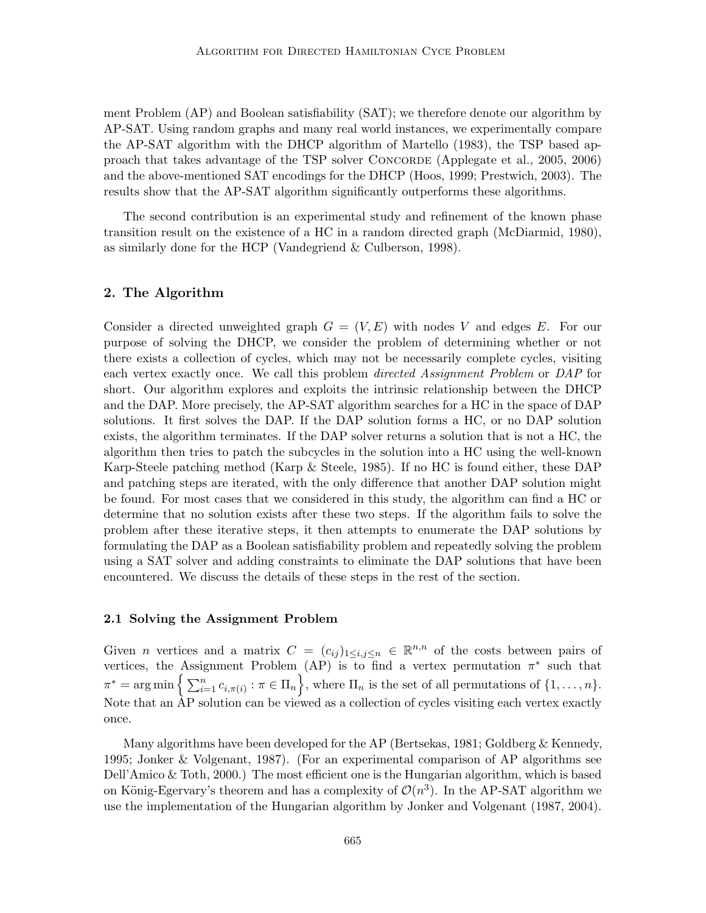ment Problem (AP) and Boolean satisfiability (SAT); we therefore denote our algorithm by AP-SAT. Using random graphs and many real world instances, we experimentally compare the AP-SAT algorithm with the DHCP algorithm of Martello (1983), the TSP based approach that takes advantage of the TSP solver Concorde (Applegate et al., 2005, 2006) and the above-mentioned SAT encodings for the DHCP (Hoos, 1999; Prestwich, 2003). The results show that the AP-SAT algorithm significantly outperforms these algorithms.

The second contribution is an experimental study and refinement of the known phase transition result on the existence of a HC in a random directed graph (McDiarmid, 1980), as similarly done for the HCP (Vandegriend & Culberson, 1998).

## 2. The Algorithm

Consider a directed unweighted graph $G = (V, E)$ with nodes $V$ and edges $E$. For our purpose of solving the DHCP, we consider the problem of determining whether or not there exists a collection of cycles, which may not be necessarily complete cycles, visiting each vertex exactly once. We call this problem *directed Assignment Problem* or *DAP* for short. Our algorithm explores and exploits the intrinsic relationship between the DHCP and the DAP. More precisely, the AP-SAT algorithm searches for a HC in the space of DAP solutions. It first solves the DAP. If the DAP solution forms a HC, or no DAP solution exists, the algorithm terminates. If the DAP solver returns a solution that is not a HC, the algorithm then tries to patch the subcycles in the solution into a HC using the well-known Karp-Steele patching method (Karp & Steele, 1985). If no HC is found either, these DAP and patching steps are iterated, with the only difference that another DAP solution might be found. For most cases that we considered in this study, the algorithm can find a HC or determine that no solution exists after these two steps. If the algorithm fails to solve the problem after these iterative steps, it then attempts to enumerate the DAP solutions by formulating the DAP as a Boolean satisfiability problem and repeatedly solving the problem using a SAT solver and adding constraints to eliminate the DAP solutions that have been encountered. We discuss the details of these steps in the rest of the section.

### 2.1 Solving the Assignment Problem

Given $n$ vertices and a matrix $C = (c_{ij})_{1 \leq i,j \leq n} \in \mathbb{R}^{n,n}$ of the costs between pairs of vertices, the Assignment Problem (AP) is to find a vertex permutation $\pi^*$ such that $\pi^* = \arg\min \left\{ \sum_{i=1}^{n} c_{i,\pi(i)} : \pi \in \Pi_n \right\}$, where $\Pi_n$ is the set of all permutations of $\{1, \ldots, n\}$. Note that an AP solution can be viewed as a collection of cycles visiting each vertex exactly once.

Many algorithms have been developed for the AP (Bertsekas, 1981; Goldberg & Kennedy, 1995; Jonker & Volgenant, 1987). (For an experimental comparison of AP algorithms see Dell'Amico & Toth, 2000.) The most efficient one is the Hungarian algorithm, which is based on König-Egervary's theorem and has a complexity of $\mathcal{O}(n^3)$. In the AP-SAT algorithm we use the implementation of the Hungarian algorithm by Jonker and Volgenant (1987, 2004).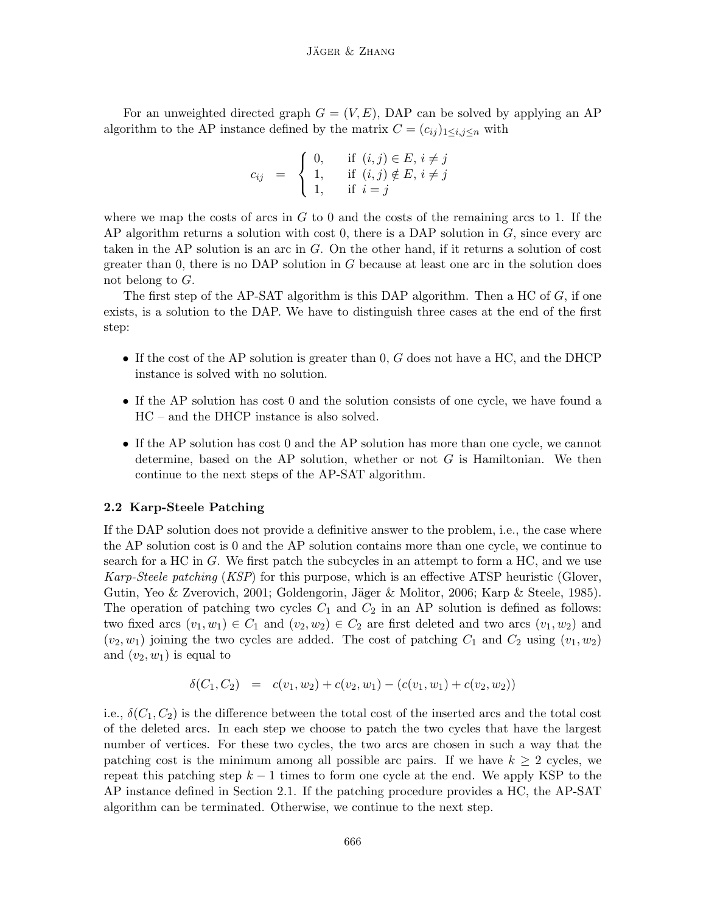For an unweighted directed graph $G = (V, E)$, DAP can be solved by applying an AP algorithm to the AP instance defined by the matrix $C = (c_{ij})_{1 \le i,j \le n}$ with

$$c_{ij} \quad = \quad \begin{cases} 0, & \text{if } (i,j) \in E,\ i \neq j \\ 1, & \text{if } (i,j) \notin E,\ i \neq j \\ 1, & \text{if } i = j \end{cases}$$

where we map the costs of arcs in $G$ to 0 and the costs of the remaining arcs to 1. If the AP algorithm returns a solution with cost 0, there is a DAP solution in $G$, since every arc taken in the AP solution is an arc in $G$. On the other hand, if it returns a solution of cost greater than 0, there is no DAP solution in $G$ because at least one arc in the solution does not belong to $G$.

The first step of the AP-SAT algorithm is this DAP algorithm. Then a HC of $G$, if one exists, is a solution to the DAP. We have to distinguish three cases at the end of the first step:

- If the cost of the AP solution is greater than 0, $G$ does not have a HC, and the DHCP instance is solved with no solution.
- If the AP solution has cost 0 and the solution consists of one cycle, we have found a HC – and the DHCP instance is also solved.
- If the AP solution has cost 0 and the AP solution has more than one cycle, we cannot determine, based on the AP solution, whether or not $G$ is Hamiltonian. We then continue to the next steps of the AP-SAT algorithm.

### 2.2 Karp-Steele Patching

If the DAP solution does not provide a definitive answer to the problem, i.e., the case where the AP solution cost is 0 and the AP solution contains more than one cycle, we continue to search for a HC in $G$. We first patch the subcycles in an attempt to form a HC, and we use *Karp-Steele patching* (*KSP*) for this purpose, which is an effective ATSP heuristic (Glover, Gutin, Yeo & Zverovich, 2001; Goldengorin, Jäger & Molitor, 2006; Karp & Steele, 1985). The operation of patching two cycles $C_1$ and $C_2$ in an AP solution is defined as follows: two fixed arcs $(v_1, w_1) \in C_1$ and $(v_2, w_2) \in C_2$ are first deleted and two arcs $(v_1, w_2)$ and $(v_2, w_1)$ joining the two cycles are added. The cost of patching $C_1$ and $C_2$ using $(v_1, w_2)$ and $(v_2, w_1)$ is equal to

$$\delta(C_1, C_2) \quad = \quad c(v_1, w_2) + c(v_2, w_1) - (c(v_1, w_1) + c(v_2, w_2))$$

i.e., $\delta(C_1, C_2)$ is the difference between the total cost of the inserted arcs and the total cost of the deleted arcs. In each step we choose to patch the two cycles that have the largest number of vertices. For these two cycles, the two arcs are chosen in such a way that the patching cost is the minimum among all possible arc pairs. If we have $k \ge 2$ cycles, we repeat this patching step $k - 1$ times to form one cycle at the end. We apply KSP to the AP instance defined in Section 2.1. If the patching procedure provides a HC, the AP-SAT algorithm can be terminated. Otherwise, we continue to the next step.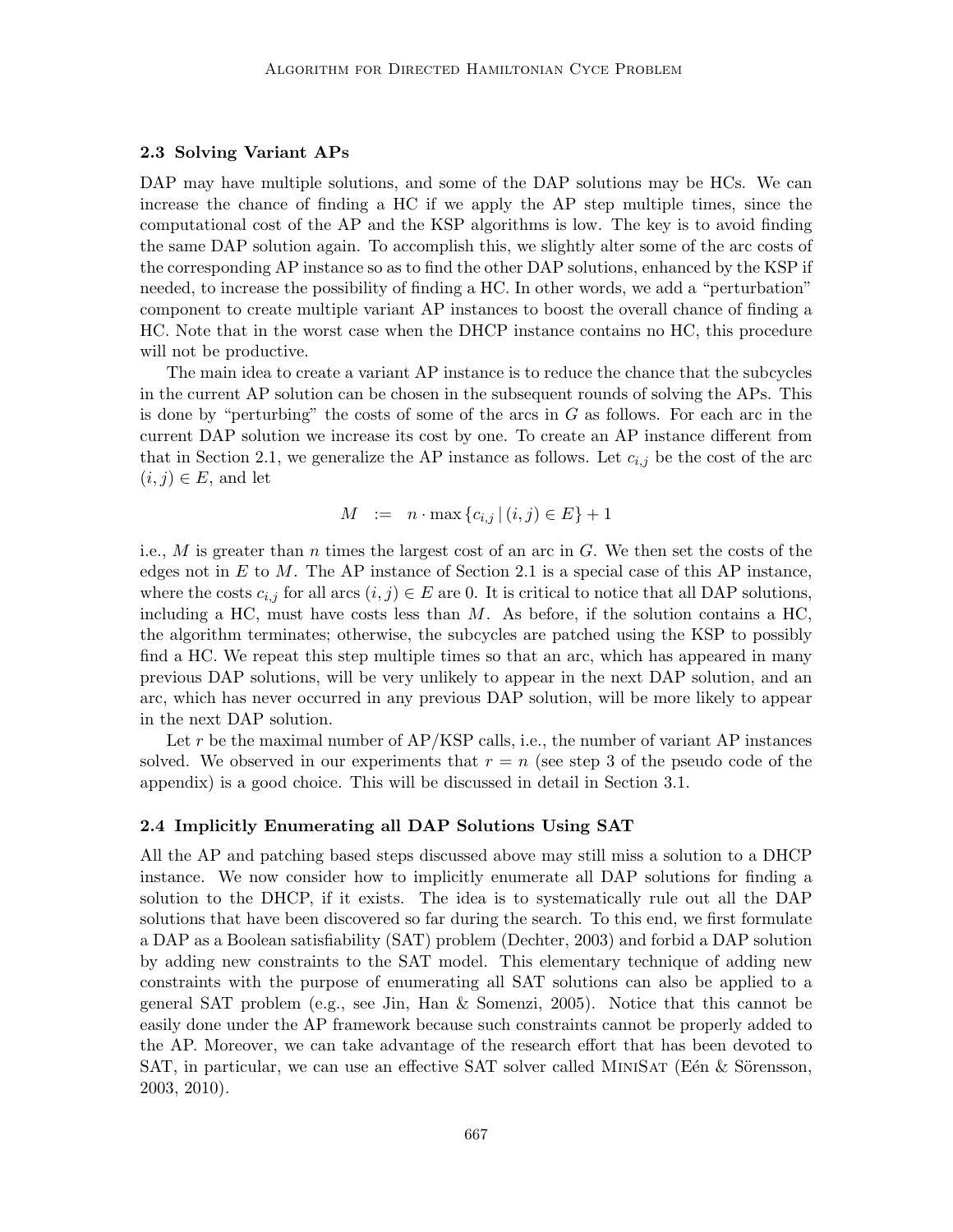### 2.3 Solving Variant APs

DAP may have multiple solutions, and some of the DAP solutions may be HCs. We can increase the chance of finding a HC if we apply the AP step multiple times, since the computational cost of the AP and the KSP algorithms is low. The key is to avoid finding the same DAP solution again. To accomplish this, we slightly alter some of the arc costs of the corresponding AP instance so as to find the other DAP solutions, enhanced by the KSP if needed, to increase the possibility of finding a HC. In other words, we add a "perturbation" component to create multiple variant AP instances to boost the overall chance of finding a HC. Note that in the worst case when the DHCP instance contains no HC, this procedure will not be productive.

The main idea to create a variant AP instance is to reduce the chance that the subcycles in the current AP solution can be chosen in the subsequent rounds of solving the APs. This is done by "perturbing" the costs of some of the arcs in $G$ as follows. For each arc in the current DAP solution we increase its cost by one. To create an AP instance different from that in Section 2.1, we generalize the AP instance as follows. Let $c_{i,j}$ be the cost of the arc $(i, j) \in E$, and let

$$M \ := \ n \cdot \max \{c_{i,j} \,|\, (i, j) \in E\} + 1$$

i.e., $M$ is greater than $n$ times the largest cost of an arc in $G$. We then set the costs of the edges not in $E$ to $M$. The AP instance of Section 2.1 is a special case of this AP instance, where the costs $c_{i,j}$ for all arcs $(i, j) \in E$ are 0. It is critical to notice that all DAP solutions, including a HC, must have costs less than $M$. As before, if the solution contains a HC, the algorithm terminates; otherwise, the subcycles are patched using the KSP to possibly find a HC. We repeat this step multiple times so that an arc, which has appeared in many previous DAP solutions, will be very unlikely to appear in the next DAP solution, and an arc, which has never occurred in any previous DAP solution, will be more likely to appear in the next DAP solution.

Let $r$ be the maximal number of AP/KSP calls, i.e., the number of variant AP instances solved. We observed in our experiments that $r = n$ (see step 3 of the pseudo code of the appendix) is a good choice. This will be discussed in detail in Section 3.1.

### 2.4 Implicitly Enumerating all DAP Solutions Using SAT

All the AP and patching based steps discussed above may still miss a solution to a DHCP instance. We now consider how to implicitly enumerate all DAP solutions for finding a solution to the DHCP, if it exists. The idea is to systematically rule out all the DAP solutions that have been discovered so far during the search. To this end, we first formulate a DAP as a Boolean satisfiability (SAT) problem (Dechter, 2003) and forbid a DAP solution by adding new constraints to the SAT model. This elementary technique of adding new constraints with the purpose of enumerating all SAT solutions can also be applied to a general SAT problem (e.g., see Jin, Han & Somenzi, 2005). Notice that this cannot be easily done under the AP framework because such constraints cannot be properly added to the AP. Moreover, we can take advantage of the research effort that has been devoted to SAT, in particular, we can use an effective SAT solver called MiniSat (Eén & Sörensson, 2003, 2010).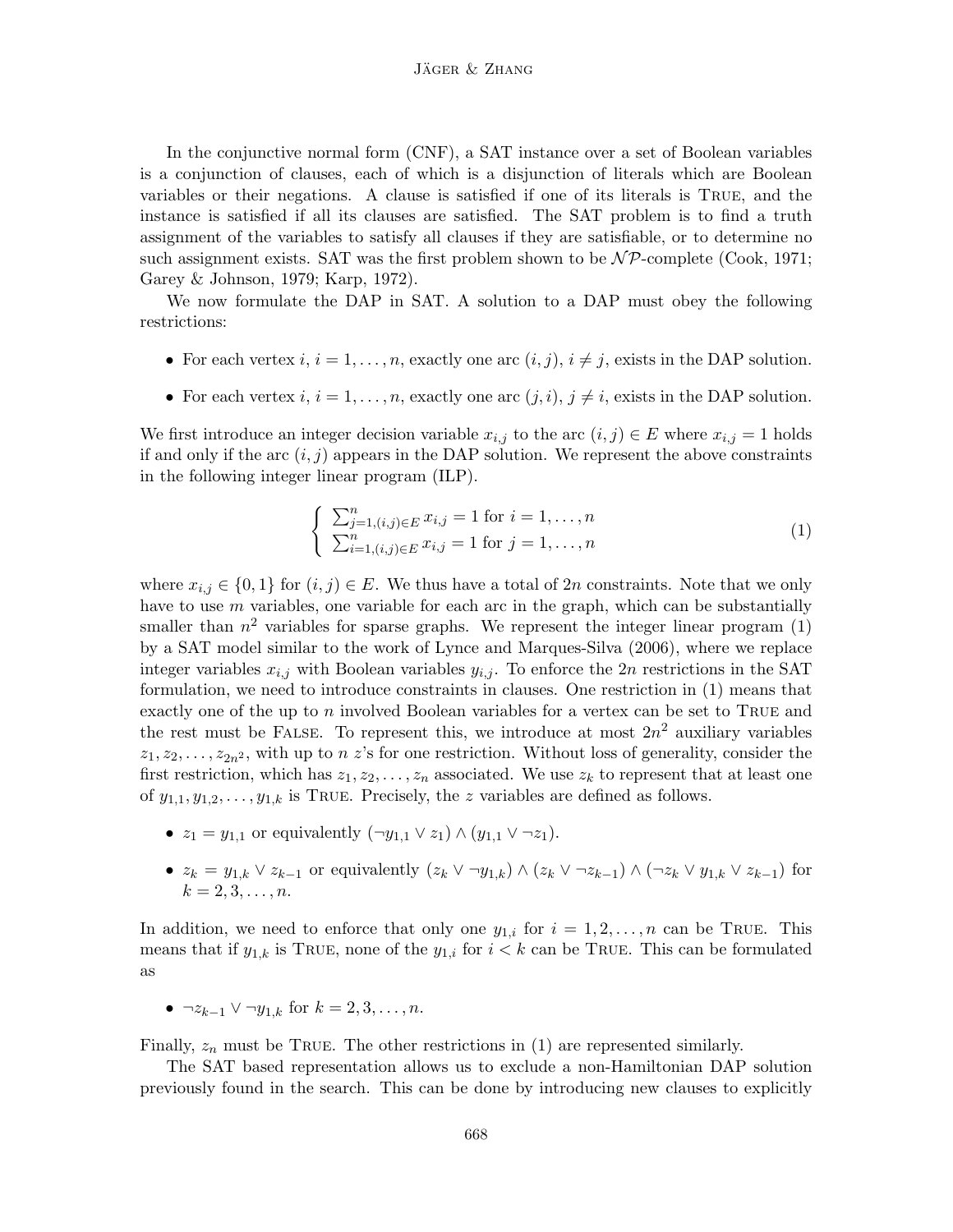In the conjunctive normal form (CNF), a SAT instance over a set of Boolean variables is a conjunction of clauses, each of which is a disjunction of literals which are Boolean variables or their negations. A clause is satisfied if one of its literals is True, and the instance is satisfied if all its clauses are satisfied. The SAT problem is to find a truth assignment of the variables to satisfy all clauses if they are satisfiable, or to determine no such assignment exists. SAT was the first problem shown to be $\mathcal{NP}$-complete (Cook, 1971; Garey & Johnson, 1979; Karp, 1972).

We now formulate the DAP in SAT. A solution to a DAP must obey the following restrictions:

- For each vertex $i$, $i = 1, \ldots, n$, exactly one arc $(i, j)$, $i \neq j$, exists in the DAP solution.
- For each vertex $i$, $i = 1, \ldots, n$, exactly one arc $(j, i)$, $j \neq i$, exists in the DAP solution.

We first introduce an integer decision variable $x_{i,j}$ to the arc $(i, j) \in E$ where $x_{i,j} = 1$ holds if and only if the arc $(i, j)$ appears in the DAP solution. We represent the above constraints in the following integer linear program (ILP).

$$
\begin{cases} \sum_{j=1,(i,j)\in E}^{n} x_{i,j} = 1 \text{ for } i = 1, \ldots, n \\ \sum_{i=1,(i,j)\in E}^{n} x_{i,j} = 1 \text{ for } j = 1, \ldots, n \end{cases} \tag{1}
$$

where $x_{i,j} \in \{0, 1\}$ for $(i, j) \in E$. We thus have a total of $2n$ constraints. Note that we only have to use $m$ variables, one variable for each arc in the graph, which can be substantially smaller than $n^2$ variables for sparse graphs. We represent the integer linear program (1) by a SAT model similar to the work of Lynce and Marques-Silva (2006), where we replace integer variables $x_{i,j}$ with Boolean variables $y_{i,j}$. To enforce the $2n$ restrictions in the SAT formulation, we need to introduce constraints in clauses. One restriction in (1) means that exactly one of the up to $n$ involved Boolean variables for a vertex can be set to True and the rest must be False. To represent this, we introduce at most $2n^2$ auxiliary variables $z_1, z_2, \ldots, z_{2n^2}$, with up to $n$ $z$'s for one restriction. Without loss of generality, consider the first restriction, which has $z_1, z_2, \ldots, z_n$ associated. We use $z_k$ to represent that at least one of $y_{1,1}, y_{1,2}, \ldots, y_{1,k}$ is True. Precisely, the $z$ variables are defined as follows.

- $z_1 = y_{1,1}$ or equivalently $(\neg y_{1,1} \vee z_1) \wedge (y_{1,1} \vee \neg z_1)$.
- $z_k = y_{1,k} \vee z_{k-1}$ or equivalently $(z_k \vee \neg y_{1,k}) \wedge (z_k \vee \neg z_{k-1}) \wedge (\neg z_k \vee y_{1,k} \vee z_{k-1})$ for $k = 2, 3, \ldots, n$.

In addition, we need to enforce that only one $y_{1,i}$ for $i = 1, 2, \ldots, n$ can be True. This means that if $y_{1,k}$ is True, none of the $y_{1,i}$ for $i < k$ can be True. This can be formulated as

- $\neg z_{k-1} \vee \neg y_{1,k}$ for $k = 2, 3, \ldots, n$.

Finally, $z_n$ must be True. The other restrictions in (1) are represented similarly.

The SAT based representation allows us to exclude a non-Hamiltonian DAP solution previously found in the search. This can be done by introducing new clauses to explicitly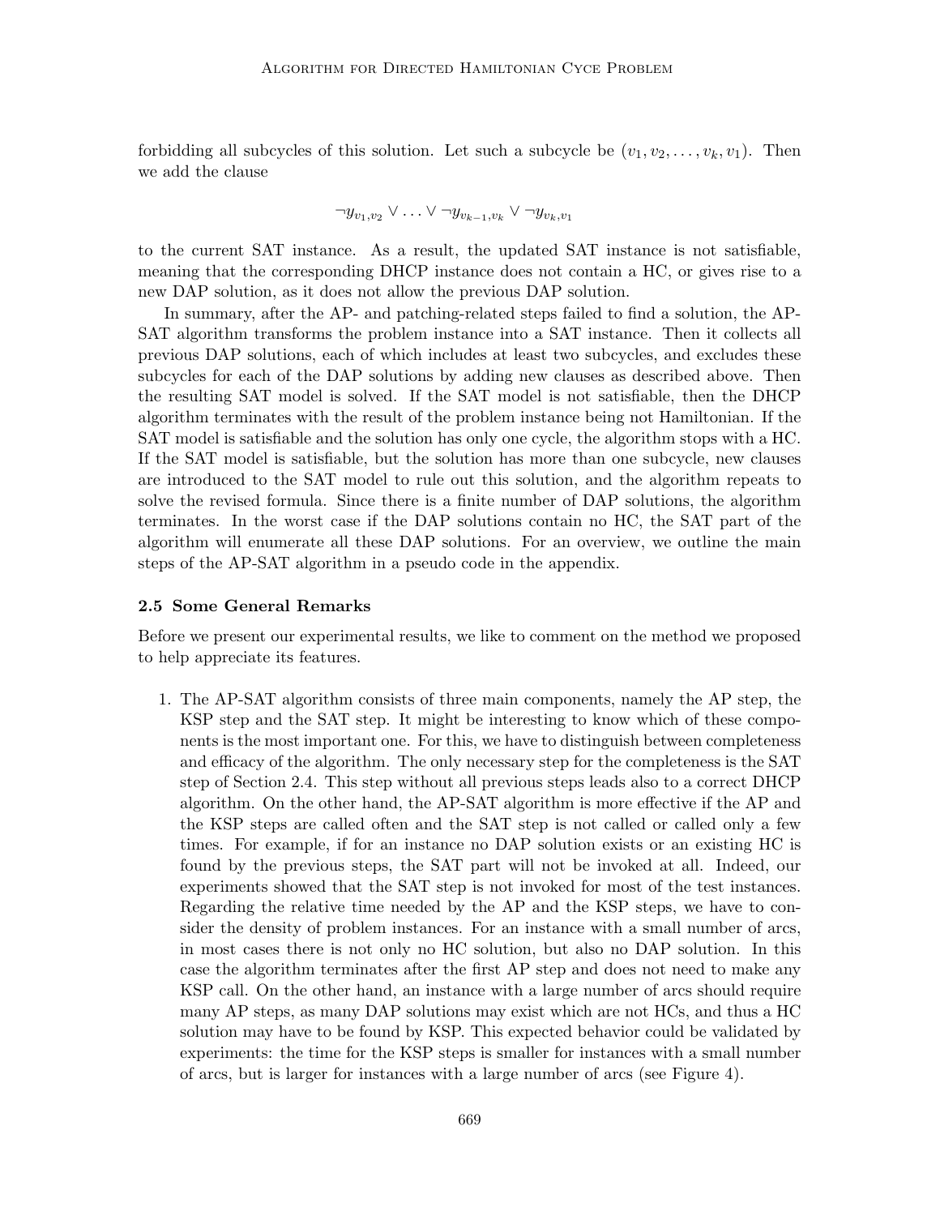forbidding all subcycles of this solution. Let such a subcycle be $(v_1, v_2, \ldots, v_k, v_1)$. Then we add the clause

$$\neg y_{v_1,v_2} \vee \ldots \vee \neg y_{v_{k-1},v_k} \vee \neg y_{v_k,v_1}$$

to the current SAT instance. As a result, the updated SAT instance is not satisfiable, meaning that the corresponding DHCP instance does not contain a HC, or gives rise to a new DAP solution, as it does not allow the previous DAP solution.

In summary, after the AP- and patching-related steps failed to find a solution, the AP-SAT algorithm transforms the problem instance into a SAT instance. Then it collects all previous DAP solutions, each of which includes at least two subcycles, and excludes these subcycles for each of the DAP solutions by adding new clauses as described above. Then the resulting SAT model is solved. If the SAT model is not satisfiable, then the DHCP algorithm terminates with the result of the problem instance being not Hamiltonian. If the SAT model is satisfiable and the solution has only one cycle, the algorithm stops with a HC. If the SAT model is satisfiable, but the solution has more than one subcycle, new clauses are introduced to the SAT model to rule out this solution, and the algorithm repeats to solve the revised formula. Since there is a finite number of DAP solutions, the algorithm terminates. In the worst case if the DAP solutions contain no HC, the SAT part of the algorithm will enumerate all these DAP solutions. For an overview, we outline the main steps of the AP-SAT algorithm in a pseudo code in the appendix.

### 2.5 Some General Remarks

Before we present our experimental results, we like to comment on the method we proposed to help appreciate its features.

1. The AP-SAT algorithm consists of three main components, namely the AP step, the KSP step and the SAT step. It might be interesting to know which of these components is the most important one. For this, we have to distinguish between completeness and efficacy of the algorithm. The only necessary step for the completeness is the SAT step of Section 2.4. This step without all previous steps leads also to a correct DHCP algorithm. On the other hand, the AP-SAT algorithm is more effective if the AP and the KSP steps are called often and the SAT step is not called or called only a few times. For example, if for an instance no DAP solution exists or an existing HC is found by the previous steps, the SAT part will not be invoked at all. Indeed, our experiments showed that the SAT step is not invoked for most of the test instances. Regarding the relative time needed by the AP and the KSP steps, we have to consider the density of problem instances. For an instance with a small number of arcs, in most cases there is not only no HC solution, but also no DAP solution. In this case the algorithm terminates after the first AP step and does not need to make any KSP call. On the other hand, an instance with a large number of arcs should require many AP steps, as many DAP solutions may exist which are not HCs, and thus a HC solution may have to be found by KSP. This expected behavior could be validated by experiments: the time for the KSP steps is smaller for instances with a small number of arcs, but is larger for instances with a large number of arcs (see Figure 4).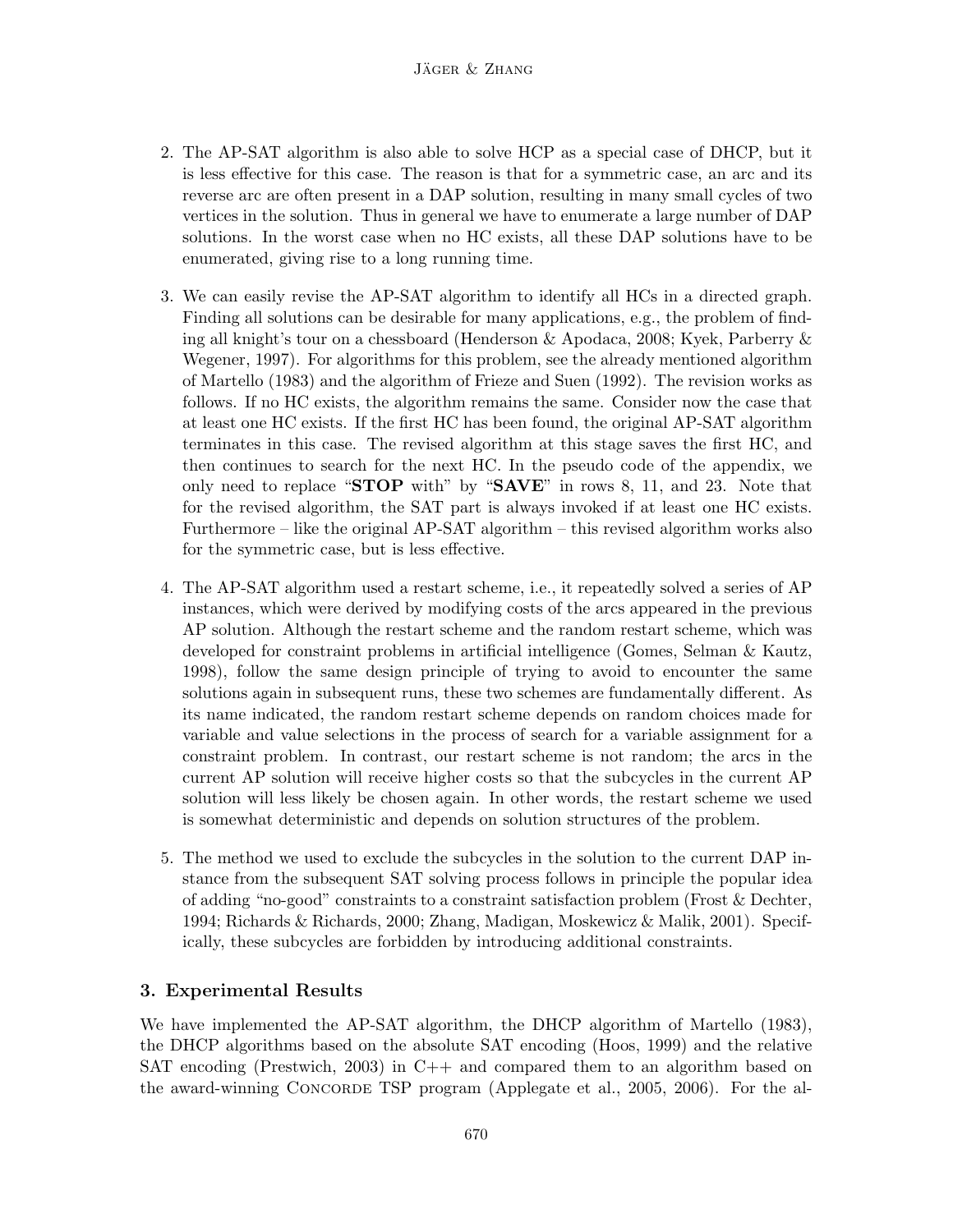2. The AP-SAT algorithm is also able to solve HCP as a special case of DHCP, but it is less effective for this case. The reason is that for a symmetric case, an arc and its reverse arc are often present in a DAP solution, resulting in many small cycles of two vertices in the solution. Thus in general we have to enumerate a large number of DAP solutions. In the worst case when no HC exists, all these DAP solutions have to be enumerated, giving rise to a long running time.

3. We can easily revise the AP-SAT algorithm to identify all HCs in a directed graph. Finding all solutions can be desirable for many applications, e.g., the problem of finding all knight's tour on a chessboard (Henderson & Apodaca, 2008; Kyek, Parberry & Wegener, 1997). For algorithms for this problem, see the already mentioned algorithm of Martello (1983) and the algorithm of Frieze and Suen (1992). The revision works as follows. If no HC exists, the algorithm remains the same. Consider now the case that at least one HC exists. If the first HC has been found, the original AP-SAT algorithm terminates in this case. The revised algorithm at this stage saves the first HC, and then continues to search for the next HC. In the pseudo code of the appendix, we only need to replace "**STOP** with" by "**SAVE**" in rows 8, 11, and 23. Note that for the revised algorithm, the SAT part is always invoked if at least one HC exists. Furthermore – like the original AP-SAT algorithm – this revised algorithm works also for the symmetric case, but is less effective.

4. The AP-SAT algorithm used a restart scheme, i.e., it repeatedly solved a series of AP instances, which were derived by modifying costs of the arcs appeared in the previous AP solution. Although the restart scheme and the random restart scheme, which was developed for constraint problems in artificial intelligence (Gomes, Selman & Kautz, 1998), follow the same design principle of trying to avoid to encounter the same solutions again in subsequent runs, these two schemes are fundamentally different. As its name indicated, the random restart scheme depends on random choices made for variable and value selections in the process of search for a variable assignment for a constraint problem. In contrast, our restart scheme is not random; the arcs in the current AP solution will receive higher costs so that the subcycles in the current AP solution will less likely be chosen again. In other words, the restart scheme we used is somewhat deterministic and depends on solution structures of the problem.

5. The method we used to exclude the subcycles in the solution to the current DAP instance from the subsequent SAT solving process follows in principle the popular idea of adding "no-good" constraints to a constraint satisfaction problem (Frost & Dechter, 1994; Richards & Richards, 2000; Zhang, Madigan, Moskewicz & Malik, 2001). Specifically, these subcycles are forbidden by introducing additional constraints.

## 3. Experimental Results

We have implemented the AP-SAT algorithm, the DHCP algorithm of Martello (1983), the DHCP algorithms based on the absolute SAT encoding (Hoos, 1999) and the relative SAT encoding (Prestwich, 2003) in C++ and compared them to an algorithm based on the award-winning Concorde TSP program (Applegate et al., 2005, 2006). For the al-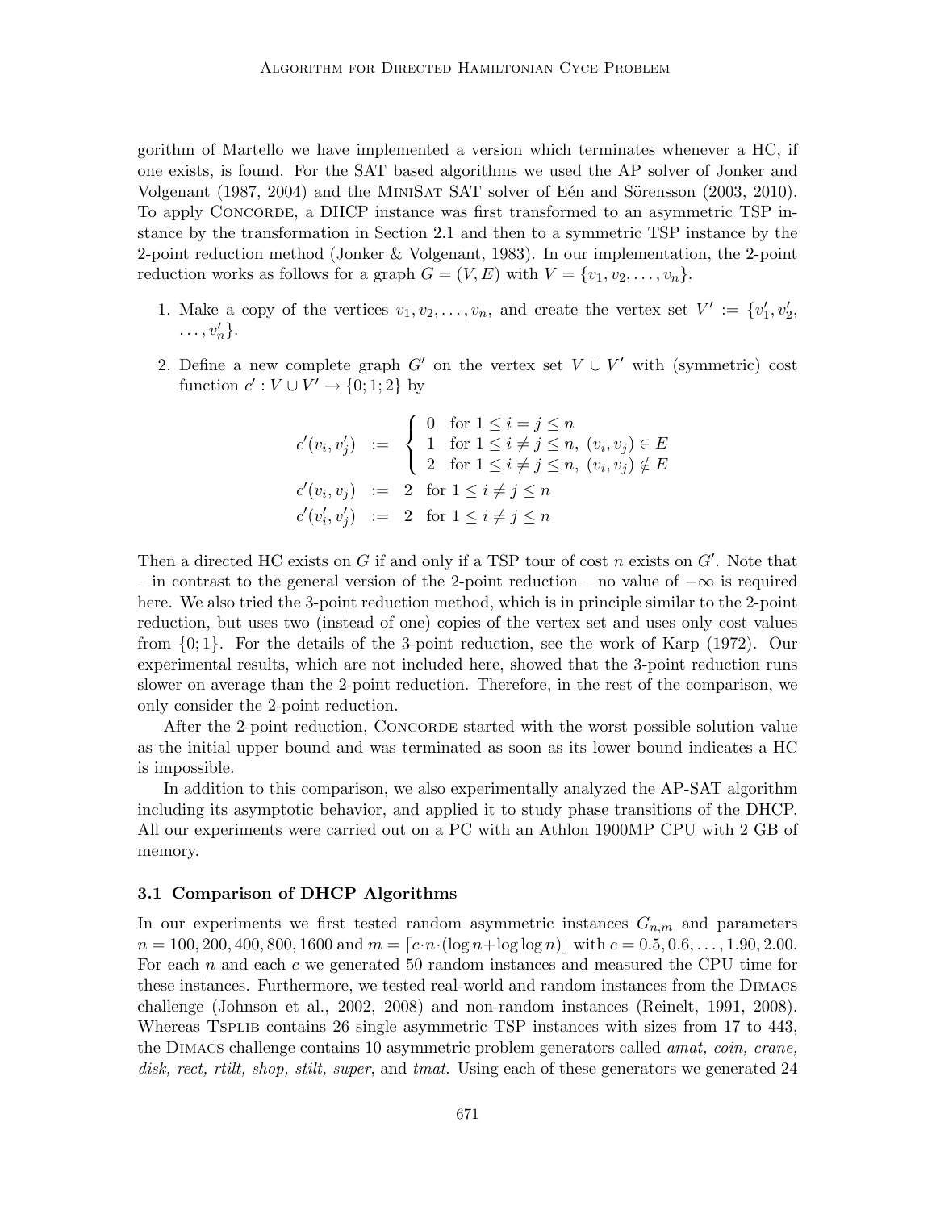gorithm of Martello we have implemented a version which terminates whenever a HC, if one exists, is found. For the SAT based algorithms we used the AP solver of Jonker and Volgenant (1987, 2004) and the MiniSat SAT solver of Eén and Sörensson (2003, 2010). To apply Concorde, a DHCP instance was first transformed to an asymmetric TSP instance by the transformation in Section 2.1 and then to a symmetric TSP instance by the 2-point reduction method (Jonker & Volgenant, 1983). In our implementation, the 2-point reduction works as follows for a graph $G = (V, E)$ with $V = \{v_1, v_2, \dots, v_n\}$.

1. Make a copy of the vertices $v_1, v_2, \dots, v_n$, and create the vertex set $V' := \{v'_1, v'_2, \dots, v'_n\}$.
2. Define a new complete graph $G'$ on the vertex set $V \cup V'$ with (symmetric) cost function $c' : V \cup V' \to \{0; 1; 2\}$ by

$$
\begin{aligned}
c'(v_i, v'_j) &:= \begin{cases} 0 & \text{for } 1 \le i = j \le n \\ 1 & \text{for } 1 \le i \ne j \le n,\ (v_i, v_j) \in E \\ 2 & \text{for } 1 \le i \ne j \le n,\ (v_i, v_j) \notin E \end{cases} \\
c'(v_i, v_j) &:= 2 \quad \text{for } 1 \le i \ne j \le n \\
c'(v'_i, v'_j) &:= 2 \quad \text{for } 1 \le i \ne j \le n
\end{aligned}
$$

Then a directed HC exists on $G$ if and only if a TSP tour of cost $n$ exists on $G'$. Note that – in contrast to the general version of the 2-point reduction – no value of $-\infty$ is required here. We also tried the 3-point reduction method, which is in principle similar to the 2-point reduction, but uses two (instead of one) copies of the vertex set and uses only cost values from $\{0; 1\}$. For the details of the 3-point reduction, see the work of Karp (1972). Our experimental results, which are not included here, showed that the 3-point reduction runs slower on average than the 2-point reduction. Therefore, in the rest of the comparison, we only consider the 2-point reduction.

After the 2-point reduction, Concorde started with the worst possible solution value as the initial upper bound and was terminated as soon as its lower bound indicates a HC is impossible.

In addition to this comparison, we also experimentally analyzed the AP-SAT algorithm including its asymptotic behavior, and applied it to study phase transitions of the DHCP. All our experiments were carried out on a PC with an Athlon 1900MP CPU with 2 GB of memory.

### 3.1 Comparison of DHCP Algorithms

In our experiments we first tested random asymmetric instances $G_{n,m}$ and parameters $n = 100, 200, 400, 800, 1600$ and $m = \lceil c \cdot n \cdot (\log n + \log \log n) \rfloor$ with $c = 0.5, 0.6, \dots, 1.90, 2.00$. For each $n$ and each $c$ we generated 50 random instances and measured the CPU time for these instances. Furthermore, we tested real-world and random instances from the Dimacs challenge (Johnson et al., 2002, 2008) and non-random instances (Reinelt, 1991, 2008). Whereas Tsplib contains 26 single asymmetric TSP instances with sizes from 17 to 443, the Dimacs challenge contains 10 asymmetric problem generators called *amat, coin, crane, disk, rect, rtilt, shop, stilt, super*, and *tmat*. Using each of these generators we generated 24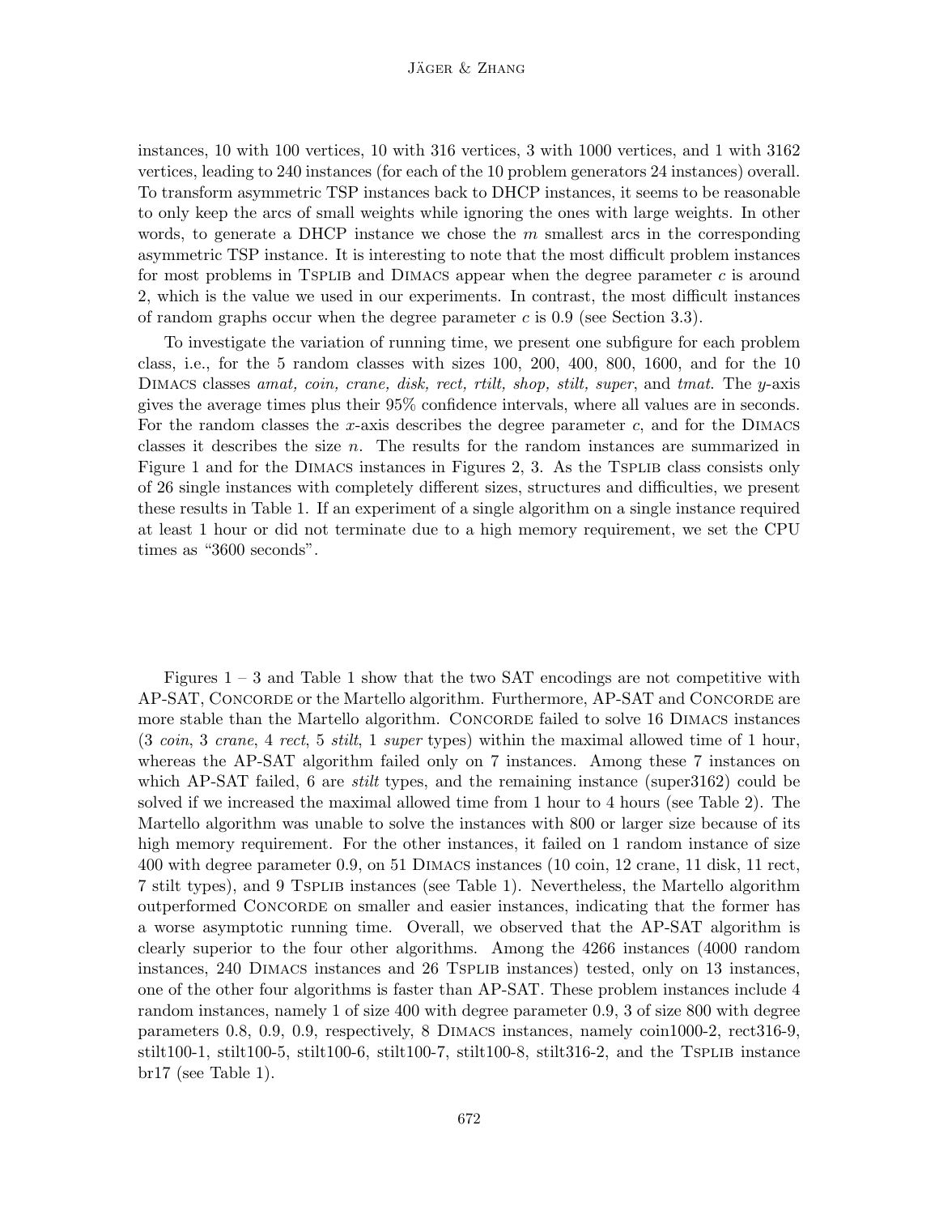instances, 10 with 100 vertices, 10 with 316 vertices, 3 with 1000 vertices, and 1 with 3162 vertices, leading to 240 instances (for each of the 10 problem generators 24 instances) overall. To transform asymmetric TSP instances back to DHCP instances, it seems to be reasonable to only keep the arcs of small weights while ignoring the ones with large weights. In other words, to generate a DHCP instance we chose the $m$ smallest arcs in the corresponding asymmetric TSP instance. It is interesting to note that the most difficult problem instances for most problems in TSPLIB and DIMACS appear when the degree parameter $c$ is around 2, which is the value we used in our experiments. In contrast, the most difficult instances of random graphs occur when the degree parameter $c$ is 0.9 (see Section 3.3).

To investigate the variation of running time, we present one subfigure for each problem class, i.e., for the 5 random classes with sizes 100, 200, 400, 800, 1600, and for the 10 DIMACS classes *amat, coin, crane, disk, rect, rtilt, shop, stilt, super*, and *tmat*. The $y$-axis gives the average times plus their 95% confidence intervals, where all values are in seconds. For the random classes the $x$-axis describes the degree parameter $c$, and for the DIMACS classes it describes the size $n$. The results for the random instances are summarized in Figure 1 and for the DIMACS instances in Figures 2, 3. As the TSPLIB class consists only of 26 single instances with completely different sizes, structures and difficulties, we present these results in Table 1. If an experiment of a single algorithm on a single instance required at least 1 hour or did not terminate due to a high memory requirement, we set the CPU times as "3600 seconds".

Figures 1 – 3 and Table 1 show that the two SAT encodings are not competitive with AP-SAT, CONCORDE or the Martello algorithm. Furthermore, AP-SAT and CONCORDE are more stable than the Martello algorithm. CONCORDE failed to solve 16 DIMACS instances (3 *coin*, 3 *crane*, 4 *rect*, 5 *stilt*, 1 *super* types) within the maximal allowed time of 1 hour, whereas the AP-SAT algorithm failed only on 7 instances. Among these 7 instances on which AP-SAT failed, 6 are *stilt* types, and the remaining instance (super3162) could be solved if we increased the maximal allowed time from 1 hour to 4 hours (see Table 2). The Martello algorithm was unable to solve the instances with 800 or larger size because of its high memory requirement. For the other instances, it failed on 1 random instance of size 400 with degree parameter 0.9, on 51 DIMACS instances (10 coin, 12 crane, 11 disk, 11 rect, 7 stilt types), and 9 TSPLIB instances (see Table 1). Nevertheless, the Martello algorithm outperformed CONCORDE on smaller and easier instances, indicating that the former has a worse asymptotic running time. Overall, we observed that the AP-SAT algorithm is clearly superior to the four other algorithms. Among the 4266 instances (4000 random instances, 240 DIMACS instances and 26 TSPLIB instances) tested, only on 13 instances, one of the other four algorithms is faster than AP-SAT. These problem instances include 4 random instances, namely 1 of size 400 with degree parameter 0.9, 3 of size 800 with degree parameters 0.8, 0.9, 0.9, respectively, 8 DIMACS instances, namely coin1000-2, rect316-9, stilt100-1, stilt100-5, stilt100-6, stilt100-7, stilt100-8, stilt316-2, and the TSPLIB instance br17 (see Table 1).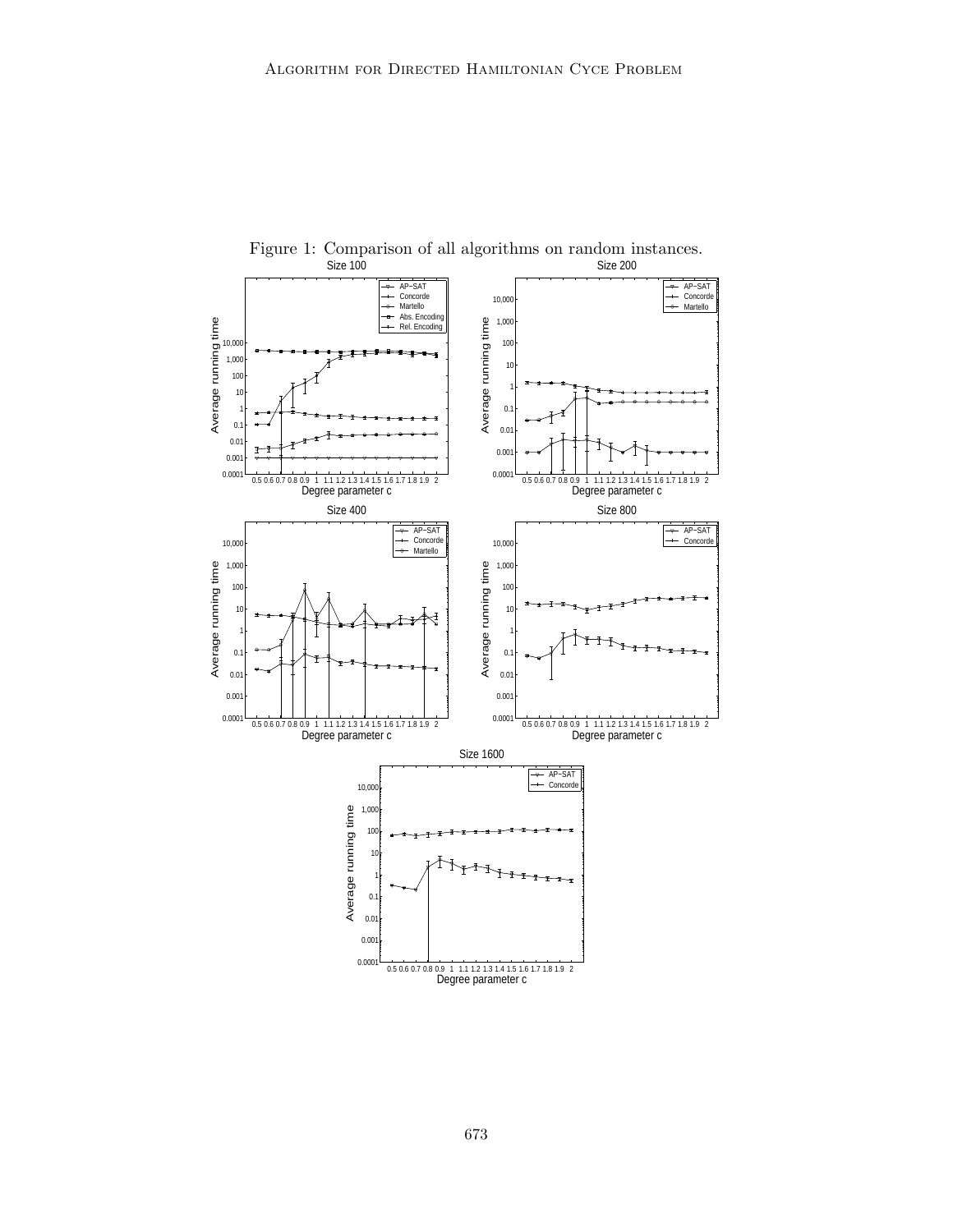Figure 1: Comparison of all algorithms on random instances.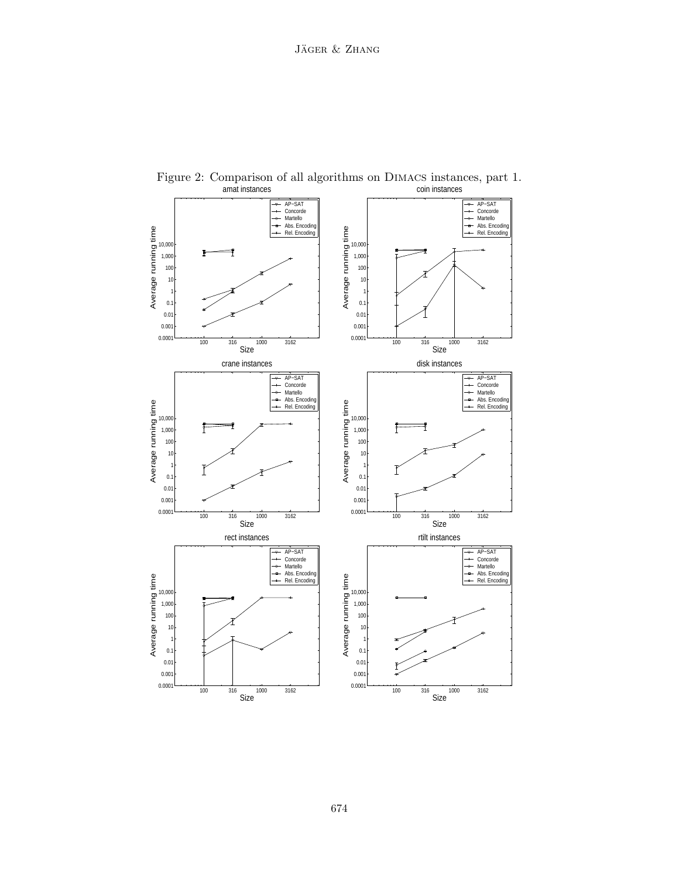Figure 2: Comparison of all algorithms on DIMACS instances, part 1.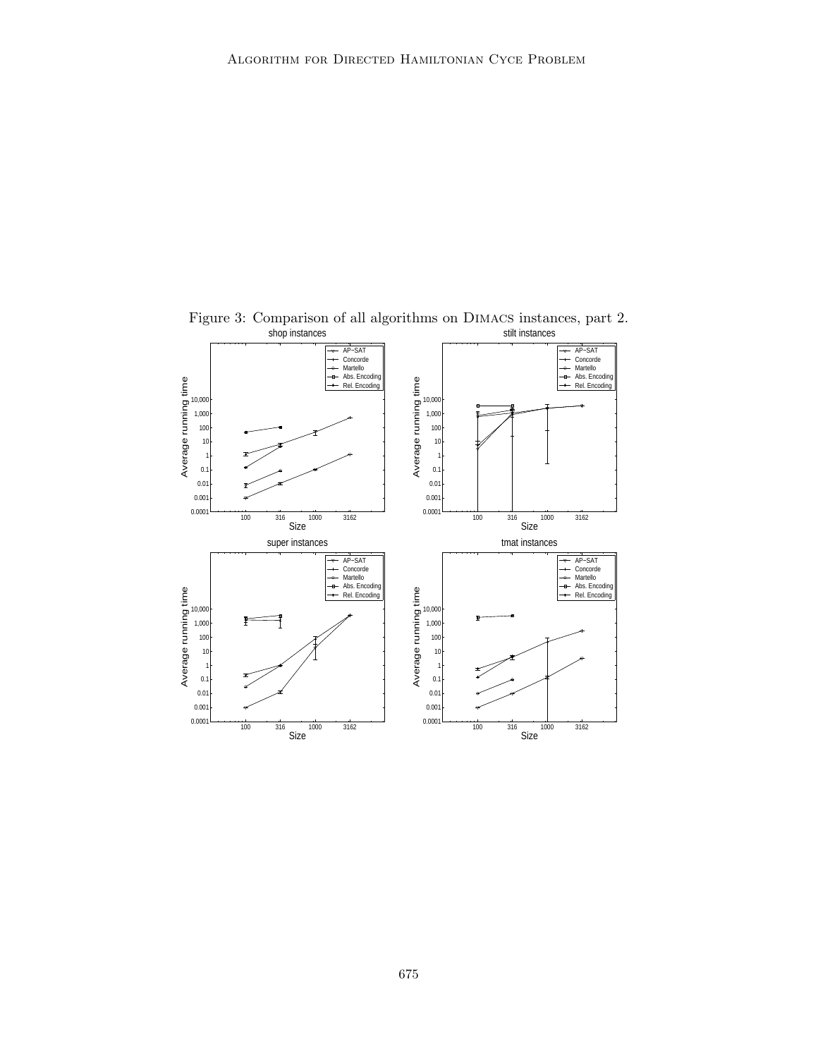Figure 3: Comparison of all algorithms on DIMACS instances, part 2.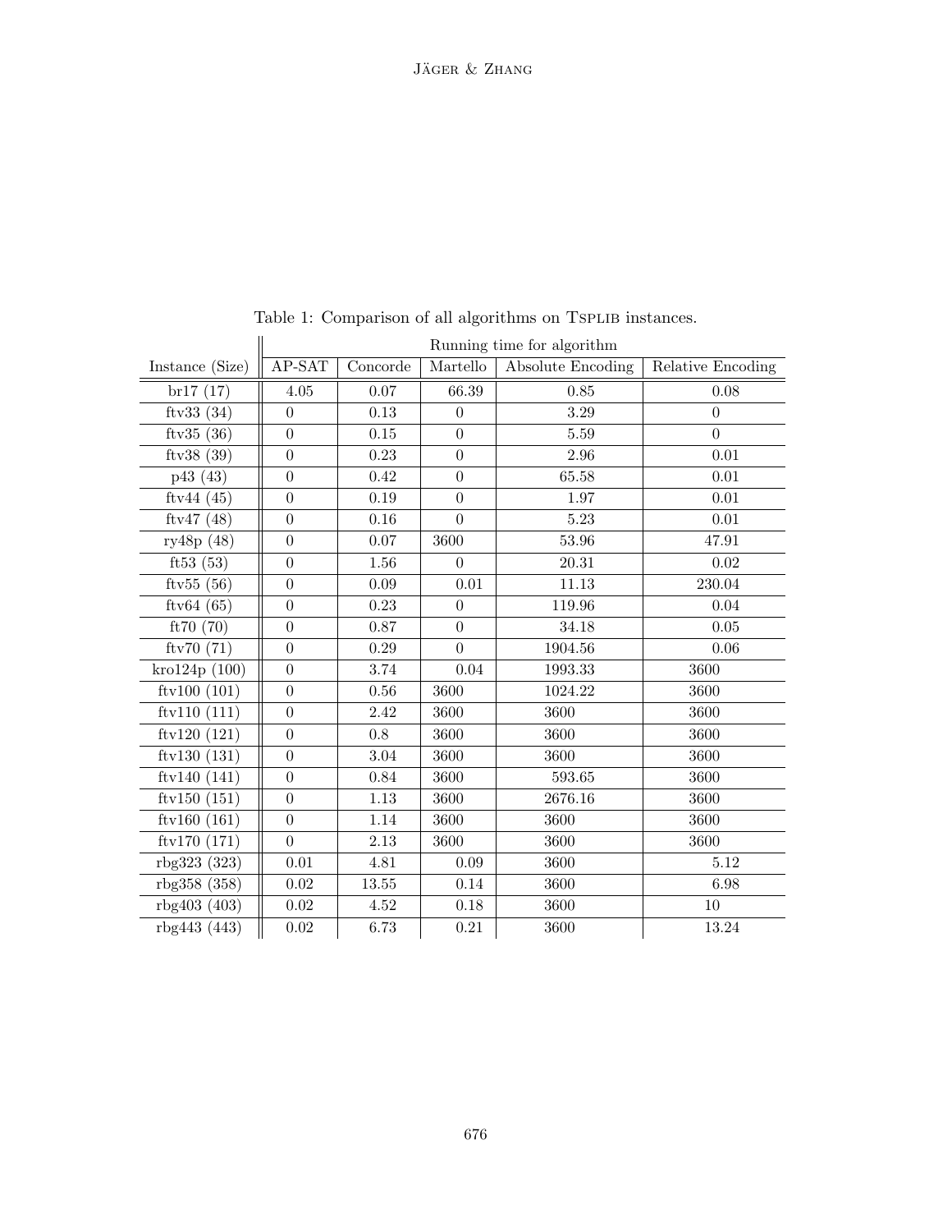Table 1: Comparison of all algorithms on Tsplib instances.

| | Running time for algorithm | | | | |
|---|---|---|---|---|---|
| Instance (Size) | AP-SAT | Concorde | Martello | Absolute Encoding | Relative Encoding |
| br17 (17) | 4.05 | 0.07 | 66.39 | 0.85 | 0.08 |
| ftv33 (34) | 0 | 0.13 | 0 | 3.29 | 0 |
| ftv35 (36) | 0 | 0.15 | 0 | 5.59 | 0 |
| ftv38 (39) | 0 | 0.23 | 0 | 2.96 | 0.01 |
| p43 (43) | 0 | 0.42 | 0 | 65.58 | 0.01 |
| ftv44 (45) | 0 | 0.19 | 0 | 1.97 | 0.01 |
| ftv47 (48) | 0 | 0.16 | 0 | 5.23 | 0.01 |
| ry48p (48) | 0 | 0.07 | 3600 | 53.96 | 47.91 |
| ft53 (53) | 0 | 1.56 | 0 | 20.31 | 0.02 |
| ftv55 (56) | 0 | 0.09 | 0.01 | 11.13 | 230.04 |
| ftv64 (65) | 0 | 0.23 | 0 | 119.96 | 0.04 |
| ft70 (70) | 0 | 0.87 | 0 | 34.18 | 0.05 |
| ftv70 (71) | 0 | 0.29 | 0 | 1904.56 | 0.06 |
| kro124p (100) | 0 | 3.74 | 0.04 | 1993.33 | 3600 |
| ftv100 (101) | 0 | 0.56 | 3600 | 1024.22 | 3600 |
| ftv110 (111) | 0 | 2.42 | 3600 | 3600 | 3600 |
| ftv120 (121) | 0 | 0.8 | 3600 | 3600 | 3600 |
| ftv130 (131) | 0 | 3.04 | 3600 | 3600 | 3600 |
| ftv140 (141) | 0 | 0.84 | 3600 | 593.65 | 3600 |
| ftv150 (151) | 0 | 1.13 | 3600 | 2676.16 | 3600 |
| ftv160 (161) | 0 | 1.14 | 3600 | 3600 | 3600 |
| ftv170 (171) | 0 | 2.13 | 3600 | 3600 | 3600 |
| rbg323 (323) | 0.01 | 4.81 | 0.09 | 3600 | 5.12 |
| rbg358 (358) | 0.02 | 13.55 | 0.14 | 3600 | 6.98 |
| rbg403 (403) | 0.02 | 4.52 | 0.18 | 3600 | 10 |
| rbg443 (443) | 0.02 | 6.73 | 0.21 | 3600 | 13.24 |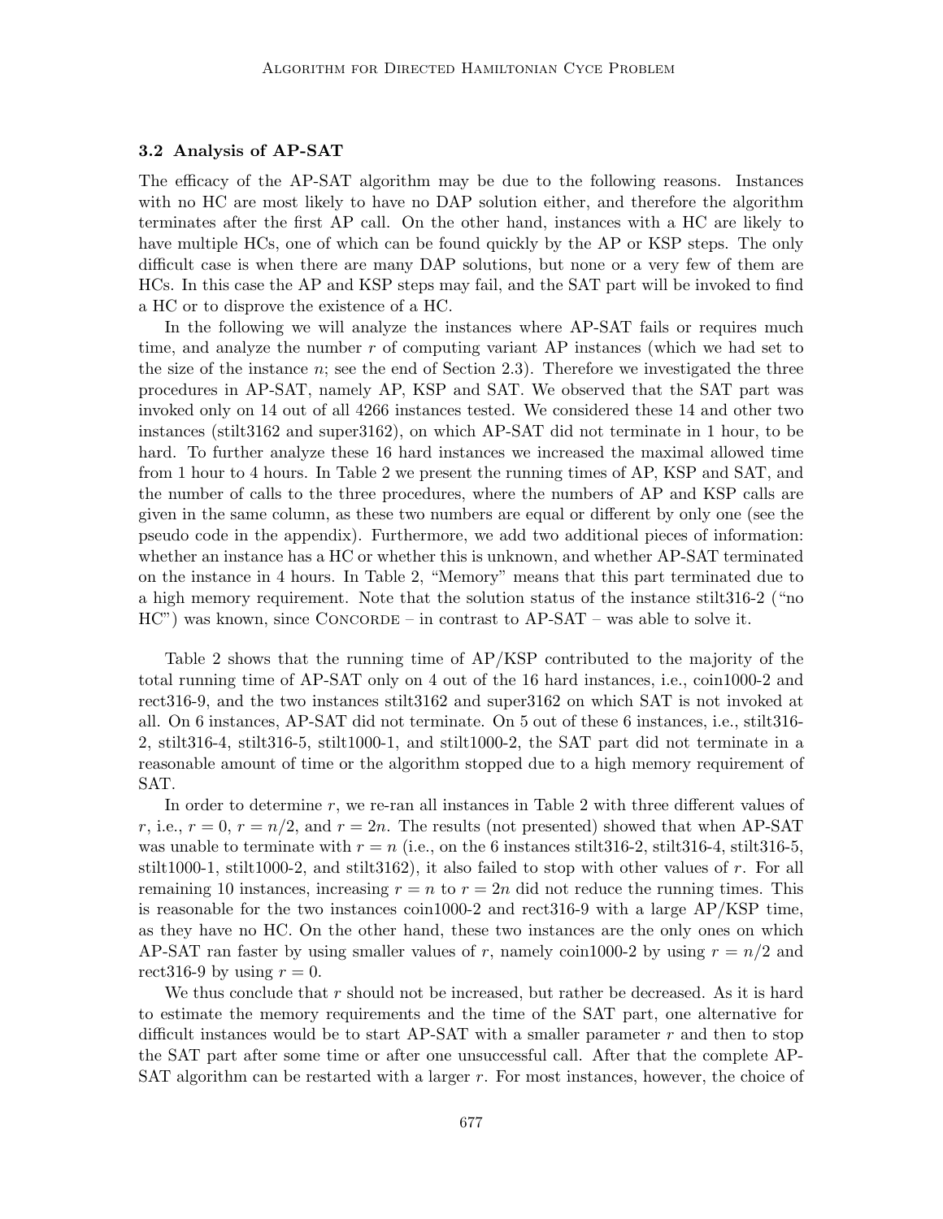### 3.2 Analysis of AP-SAT

The efficacy of the AP-SAT algorithm may be due to the following reasons. Instances with no HC are most likely to have no DAP solution either, and therefore the algorithm terminates after the first AP call. On the other hand, instances with a HC are likely to have multiple HCs, one of which can be found quickly by the AP or KSP steps. The only difficult case is when there are many DAP solutions, but none or a very few of them are HCs. In this case the AP and KSP steps may fail, and the SAT part will be invoked to find a HC or to disprove the existence of a HC.

In the following we will analyze the instances where AP-SAT fails or requires much time, and analyze the number $r$ of computing variant AP instances (which we had set to the size of the instance $n$; see the end of Section 2.3). Therefore we investigated the three procedures in AP-SAT, namely AP, KSP and SAT. We observed that the SAT part was invoked only on 14 out of all 4266 instances tested. We considered these 14 and other two instances (stilt3162 and super3162), on which AP-SAT did not terminate in 1 hour, to be hard. To further analyze these 16 hard instances we increased the maximal allowed time from 1 hour to 4 hours. In Table 2 we present the running times of AP, KSP and SAT, and the number of calls to the three procedures, where the numbers of AP and KSP calls are given in the same column, as these two numbers are equal or different by only one (see the pseudo code in the appendix). Furthermore, we add two additional pieces of information: whether an instance has a HC or whether this is unknown, and whether AP-SAT terminated on the instance in 4 hours. In Table 2, "Memory" means that this part terminated due to a high memory requirement. Note that the solution status of the instance stilt316-2 ("no HC") was known, since Concorde – in contrast to AP-SAT – was able to solve it.

Table 2 shows that the running time of AP/KSP contributed to the majority of the total running time of AP-SAT only on 4 out of the 16 hard instances, i.e., coin1000-2 and rect316-9, and the two instances stilt3162 and super3162 on which SAT is not invoked at all. On 6 instances, AP-SAT did not terminate. On 5 out of these 6 instances, i.e., stilt316-2, stilt316-4, stilt316-5, stilt1000-1, and stilt1000-2, the SAT part did not terminate in a reasonable amount of time or the algorithm stopped due to a high memory requirement of SAT.

In order to determine $r$, we re-ran all instances in Table 2 with three different values of $r$, i.e., $r = 0$, $r = n/2$, and $r = 2n$. The results (not presented) showed that when AP-SAT was unable to terminate with $r = n$ (i.e., on the 6 instances stilt316-2, stilt316-4, stilt316-5, stilt1000-1, stilt1000-2, and stilt3162), it also failed to stop with other values of $r$. For all remaining 10 instances, increasing $r = n$ to $r = 2n$ did not reduce the running times. This is reasonable for the two instances coin1000-2 and rect316-9 with a large AP/KSP time, as they have no HC. On the other hand, these two instances are the only ones on which AP-SAT ran faster by using smaller values of $r$, namely coin1000-2 by using $r = n/2$ and rect316-9 by using $r = 0$.

We thus conclude that $r$ should not be increased, but rather be decreased. As it is hard to estimate the memory requirements and the time of the SAT part, one alternative for difficult instances would be to start AP-SAT with a smaller parameter $r$ and then to stop the SAT part after some time or after one unsuccessful call. After that the complete AP-SAT algorithm can be restarted with a larger $r$. For most instances, however, the choice of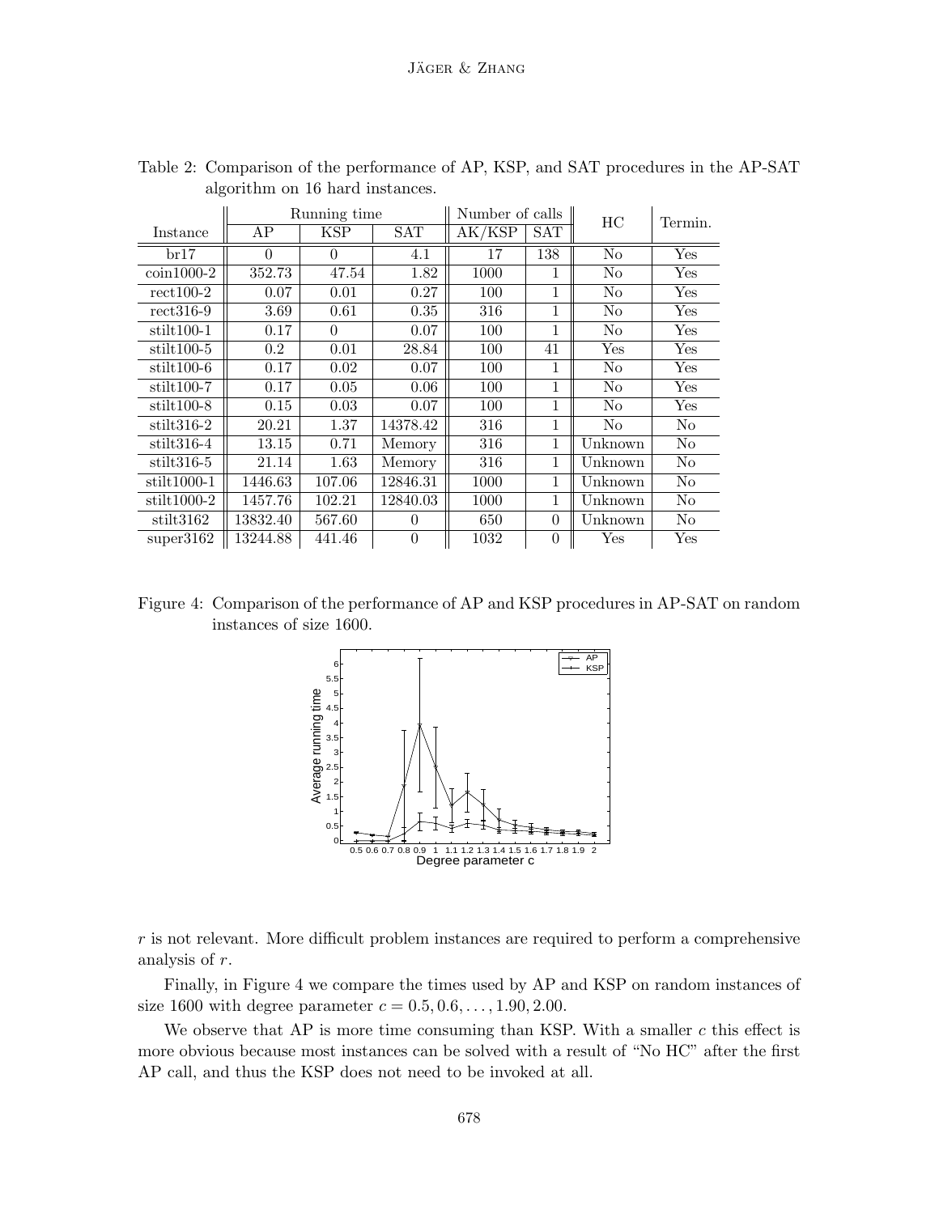Table 2: Comparison of the performance of AP, KSP, and SAT procedures in the AP-SAT algorithm on 16 hard instances.

| Instance | Running time | | | Number of calls | | HC | Termin. |
|---|---|---|---|---|---|---|---|
| | AP | KSP | SAT | AK/KSP | SAT | | |
| br17 | 0 | 0 | 4.1 | 17 | 138 | No | Yes |
| coin1000-2 | 352.73 | 47.54 | 1.82 | 1000 | 1 | No | Yes |
| rect100-2 | 0.07 | 0.01 | 0.27 | 100 | 1 | No | Yes |
| rect316-9 | 3.69 | 0.61 | 0.35 | 316 | 1 | No | Yes |
| stilt100-1 | 0.17 | 0 | 0.07 | 100 | 1 | No | Yes |
| stilt100-5 | 0.2 | 0.01 | 28.84 | 100 | 41 | Yes | Yes |
| stilt100-6 | 0.17 | 0.02 | 0.07 | 100 | 1 | No | Yes |
| stilt100-7 | 0.17 | 0.05 | 0.06 | 100 | 1 | No | Yes |
| stilt100-8 | 0.15 | 0.03 | 0.07 | 100 | 1 | No | Yes |
| stilt316-2 | 20.21 | 1.37 | 14378.42 | 316 | 1 | No | No |
| stilt316-4 | 13.15 | 0.71 | Memory | 316 | 1 | Unknown | No |
| stilt316-5 | 21.14 | 1.63 | Memory | 316 | 1 | Unknown | No |
| stilt1000-1 | 1446.63 | 107.06 | 12846.31 | 1000 | 1 | Unknown | No |
| stilt1000-2 | 1457.76 | 102.21 | 12840.03 | 1000 | 1 | Unknown | No |
| stilt3162 | 13832.40 | 567.60 | 0 | 650 | 0 | Unknown | No |
| super3162 | 13244.88 | 441.46 | 0 | 1032 | 0 | Yes | Yes |

Figure 4: Comparison of the performance of AP and KSP procedures in AP-SAT on random instances of size 1600.

$r$ is not relevant. More difficult problem instances are required to perform a comprehensive analysis of $r$.

Finally, in Figure 4 we compare the times used by AP and KSP on random instances of size 1600 with degree parameter $c = 0.5, 0.6, \ldots, 1.90, 2.00$.

We observe that AP is more time consuming than KSP. With a smaller $c$ this effect is more obvious because most instances can be solved with a result of "No HC" after the first AP call, and thus the KSP does not need to be invoked at all.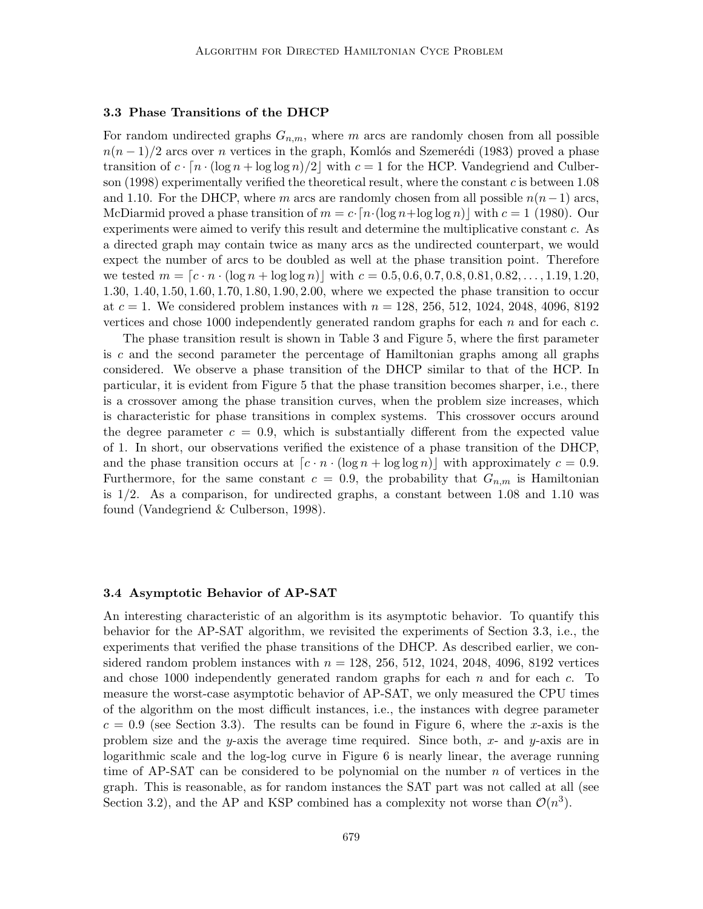### 3.3 Phase Transitions of the DHCP

For random undirected graphs $G_{n,m}$, where $m$ arcs are randomly chosen from all possible $n(n-1)/2$ arcs over $n$ vertices in the graph, Komlós and Szemerédi (1983) proved a phase transition of $c \cdot \lceil n \cdot (\log n + \log\log n)/2 \rfloor$ with $c = 1$ for the HCP. Vandegriend and Culberson (1998) experimentally verified the theoretical result, where the constant $c$ is between 1.08 and 1.10. For the DHCP, where $m$ arcs are randomly chosen from all possible $n(n-1)$ arcs, McDiarmid proved a phase transition of $m = c \cdot \lceil n \cdot (\log n + \log\log n) \rfloor$ with $c = 1$ (1980). Our experiments were aimed to verify this result and determine the multiplicative constant $c$. As a directed graph may contain twice as many arcs as the undirected counterpart, we would expect the number of arcs to be doubled as well at the phase transition point. Therefore we tested $m = \lceil c \cdot n \cdot (\log n + \log\log n) \rfloor$ with $c = 0.5, 0.6, 0.7, 0.8, 0.81, 0.82, \ldots, 1.19, 1.20,$ $1.30,\ 1.40, 1.50, 1.60, 1.70, 1.80, 1.90, 2.00$, where we expected the phase transition to occur at $c = 1$. We considered problem instances with $n = 128,\ 256,\ 512,\ 1024,\ 2048,\ 4096,\ 8192$ vertices and chose 1000 independently generated random graphs for each $n$ and for each $c$.

The phase transition result is shown in Table 3 and Figure 5, where the first parameter is $c$ and the second parameter the percentage of Hamiltonian graphs among all graphs considered. We observe a phase transition of the DHCP similar to that of the HCP. In particular, it is evident from Figure 5 that the phase transition becomes sharper, i.e., there is a crossover among the phase transition curves, when the problem size increases, which is characteristic for phase transitions in complex systems. This crossover occurs around the degree parameter $c = 0.9$, which is substantially different from the expected value of 1. In short, our observations verified the existence of a phase transition of the DHCP, and the phase transition occurs at $\lceil c \cdot n \cdot (\log n + \log\log n) \rfloor$ with approximately $c = 0.9$. Furthermore, for the same constant $c = 0.9$, the probability that $G_{n,m}$ is Hamiltonian is $1/2$. As a comparison, for undirected graphs, a constant between 1.08 and 1.10 was found (Vandegriend & Culberson, 1998).

### 3.4 Asymptotic Behavior of AP-SAT

An interesting characteristic of an algorithm is its asymptotic behavior. To quantify this behavior for the AP-SAT algorithm, we revisited the experiments of Section 3.3, i.e., the experiments that verified the phase transitions of the DHCP. As described earlier, we considered random problem instances with $n = 128,\ 256,\ 512,\ 1024,\ 2048,\ 4096,\ 8192$ vertices and chose 1000 independently generated random graphs for each $n$ and for each $c$. To measure the worst-case asymptotic behavior of AP-SAT, we only measured the CPU times of the algorithm on the most difficult instances, i.e., the instances with degree parameter $c = 0.9$ (see Section 3.3). The results can be found in Figure 6, where the $x$-axis is the problem size and the $y$-axis the average time required. Since both, $x$- and $y$-axis are in logarithmic scale and the log-log curve in Figure 6 is nearly linear, the average running time of AP-SAT can be considered to be polynomial on the number $n$ of vertices in the graph. This is reasonable, as for random instances the SAT part was not called at all (see Section 3.2), and the AP and KSP combined has a complexity not worse than $\mathcal{O}(n^3)$.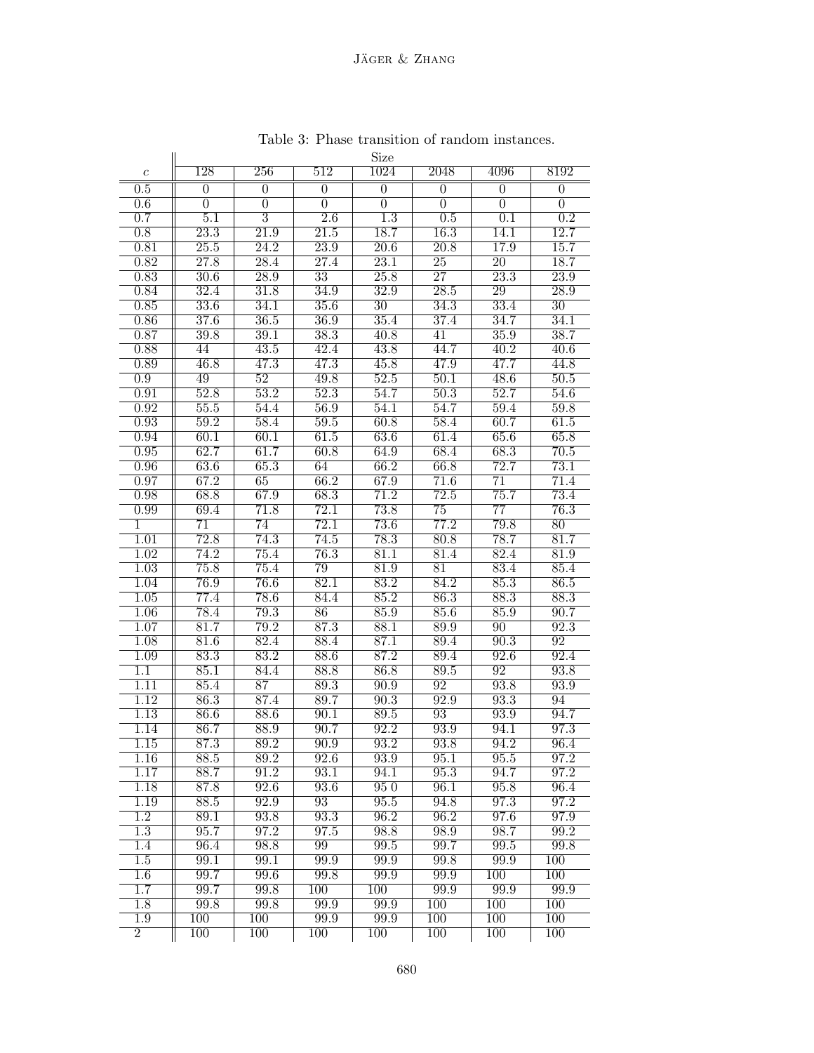Table 3: Phase transition of random instances.

| $c$ | Size | | | | | | |
|---|---|---|---|---|---|---|---|
| | 128 | 256 | 512 | 1024 | 2048 | 4096 | 8192 |
| 0.5 | 0 | 0 | 0 | 0 | 0 | 0 | 0 |
| 0.6 | 0 | 0 | 0 | 0 | 0 | 0 | 0 |
| 0.7 | 5.1 | 3 | 2.6 | 1.3 | 0.5 | 0.1 | 0.2 |
| 0.8 | 23.3 | 21.9 | 21.5 | 18.7 | 16.3 | 14.1 | 12.7 |
| 0.81 | 25.5 | 24.2 | 23.9 | 20.6 | 20.8 | 17.9 | 15.7 |
| 0.82 | 27.8 | 28.4 | 27.4 | 23.1 | 25 | 20 | 18.7 |
| 0.83 | 30.6 | 28.9 | 33 | 25.8 | 27 | 23.3 | 23.9 |
| 0.84 | 32.4 | 31.8 | 34.9 | 32.9 | 28.5 | 29 | 28.9 |
| 0.85 | 33.6 | 34.1 | 35.6 | 30 | 34.3 | 33.4 | 30 |
| 0.86 | 37.6 | 36.5 | 36.9 | 35.4 | 37.4 | 34.7 | 34.1 |
| 0.87 | 39.8 | 39.1 | 38.3 | 40.8 | 41 | 35.9 | 38.7 |
| 0.88 | 44 | 43.5 | 42.4 | 43.8 | 44.7 | 40.2 | 40.6 |
| 0.89 | 46.8 | 47.3 | 47.3 | 45.8 | 47.9 | 47.7 | 44.8 |
| 0.9 | 49 | 52 | 49.8 | 52.5 | 50.1 | 48.6 | 50.5 |
| 0.91 | 52.8 | 53.2 | 52.3 | 54.7 | 50.3 | 52.7 | 54.6 |
| 0.92 | 55.5 | 54.4 | 56.9 | 54.1 | 54.7 | 59.4 | 59.8 |
| 0.93 | 59.2 | 58.4 | 59.5 | 60.8 | 58.4 | 60.7 | 61.5 |
| 0.94 | 60.1 | 60.1 | 61.5 | 63.6 | 61.4 | 65.6 | 65.8 |
| 0.95 | 62.7 | 61.7 | 60.8 | 64.9 | 68.4 | 68.3 | 70.5 |
| 0.96 | 63.6 | 65.3 | 64 | 66.2 | 66.8 | 72.7 | 73.1 |
| 0.97 | 67.2 | 65 | 66.2 | 67.9 | 71.6 | 71 | 71.4 |
| 0.98 | 68.8 | 67.9 | 68.3 | 71.2 | 72.5 | 75.7 | 73.4 |
| 0.99 | 69.4 | 71.8 | 72.1 | 73.8 | 75 | 77 | 76.3 |
| 1 | 71 | 74 | 72.1 | 73.6 | 77.2 | 79.8 | 80 |
| 1.01 | 72.8 | 74.3 | 74.5 | 78.3 | 80.8 | 78.7 | 81.7 |
| 1.02 | 74.2 | 75.4 | 76.3 | 81.1 | 81.4 | 82.4 | 81.9 |
| 1.03 | 75.8 | 75.4 | 79 | 81.9 | 81 | 83.4 | 85.4 |
| 1.04 | 76.9 | 76.6 | 82.1 | 83.2 | 84.2 | 85.3 | 86.5 |
| 1.05 | 77.4 | 78.6 | 84.4 | 85.2 | 86.3 | 88.3 | 88.3 |
| 1.06 | 78.4 | 79.3 | 86 | 85.9 | 85.6 | 85.9 | 90.7 |
| 1.07 | 81.7 | 79.2 | 87.3 | 88.1 | 89.9 | 90 | 92.3 |
| 1.08 | 81.6 | 82.4 | 88.4 | 87.1 | 89.4 | 90.3 | 92 |
| 1.09 | 83.3 | 83.2 | 88.6 | 87.2 | 89.4 | 92.6 | 92.4 |
| 1.1 | 85.1 | 84.4 | 88.8 | 86.8 | 89.5 | 92 | 93.8 |
| 1.11 | 85.4 | 87 | 89.3 | 90.9 | 92 | 93.8 | 93.9 |
| 1.12 | 86.3 | 87.4 | 89.7 | 90.3 | 92.9 | 93.3 | 94 |
| 1.13 | 86.6 | 88.6 | 90.1 | 89.5 | 93 | 93.9 | 94.7 |
| 1.14 | 86.7 | 88.9 | 90.7 | 92.2 | 93.9 | 94.1 | 97.3 |
| 1.15 | 87.3 | 89.2 | 90.9 | 93.2 | 93.8 | 94.2 | 96.4 |
| 1.16 | 88.5 | 89.2 | 92.6 | 93.9 | 95.1 | 95.5 | 97.2 |
| 1.17 | 88.7 | 91.2 | 93.1 | 94.1 | 95.3 | 94.7 | 97.2 |
| 1.18 | 87.8 | 92.6 | 93.6 | 95 0 | 96.1 | 95.8 | 96.4 |
| 1.19 | 88.5 | 92.9 | 93 | 95.5 | 94.8 | 97.3 | 97.2 |
| 1.2 | 89.1 | 93.8 | 93.3 | 96.2 | 96.2 | 97.6 | 97.9 |
| 1.3 | 95.7 | 97.2 | 97.5 | 98.8 | 98.9 | 98.7 | 99.2 |
| 1.4 | 96.4 | 98.8 | 99 | 99.5 | 99.7 | 99.5 | 99.8 |
| 1.5 | 99.1 | 99.1 | 99.9 | 99.9 | 99.8 | 99.9 | 100 |
| 1.6 | 99.7 | 99.6 | 99.8 | 99.9 | 99.9 | 100 | 100 |
| 1.7 | 99.7 | 99.8 | 100 | 100 | 99.9 | 99.9 | 99.9 |
| 1.8 | 99.8 | 99.8 | 99.9 | 99.9 | 100 | 100 | 100 |
| 1.9 | 100 | 100 | 99.9 | 99.9 | 100 | 100 | 100 |
| 2 | 100 | 100 | 100 | 100 | 100 | 100 | 100 |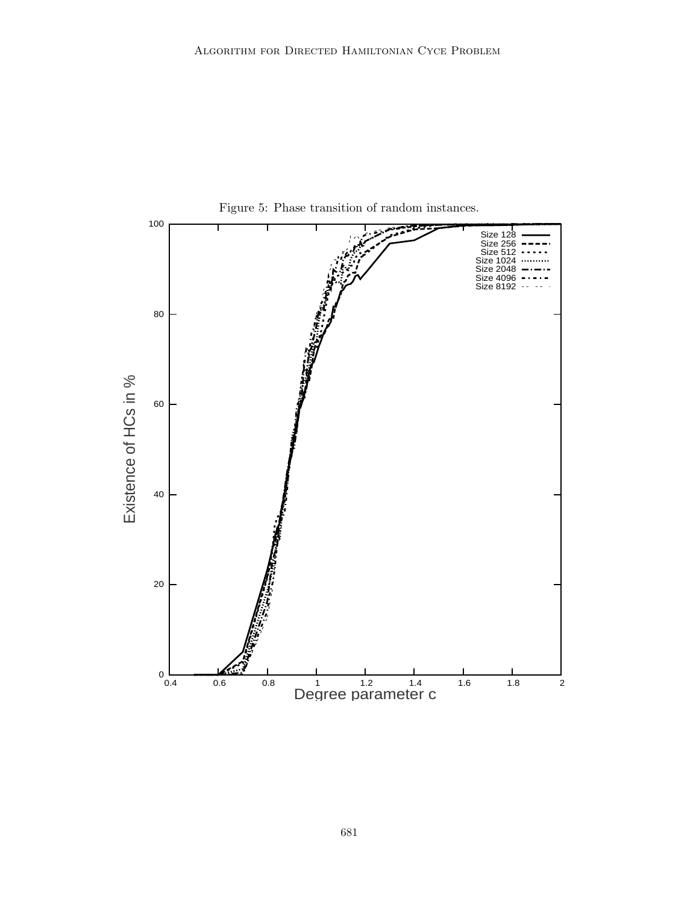Figure 5: Phase transition of random instances.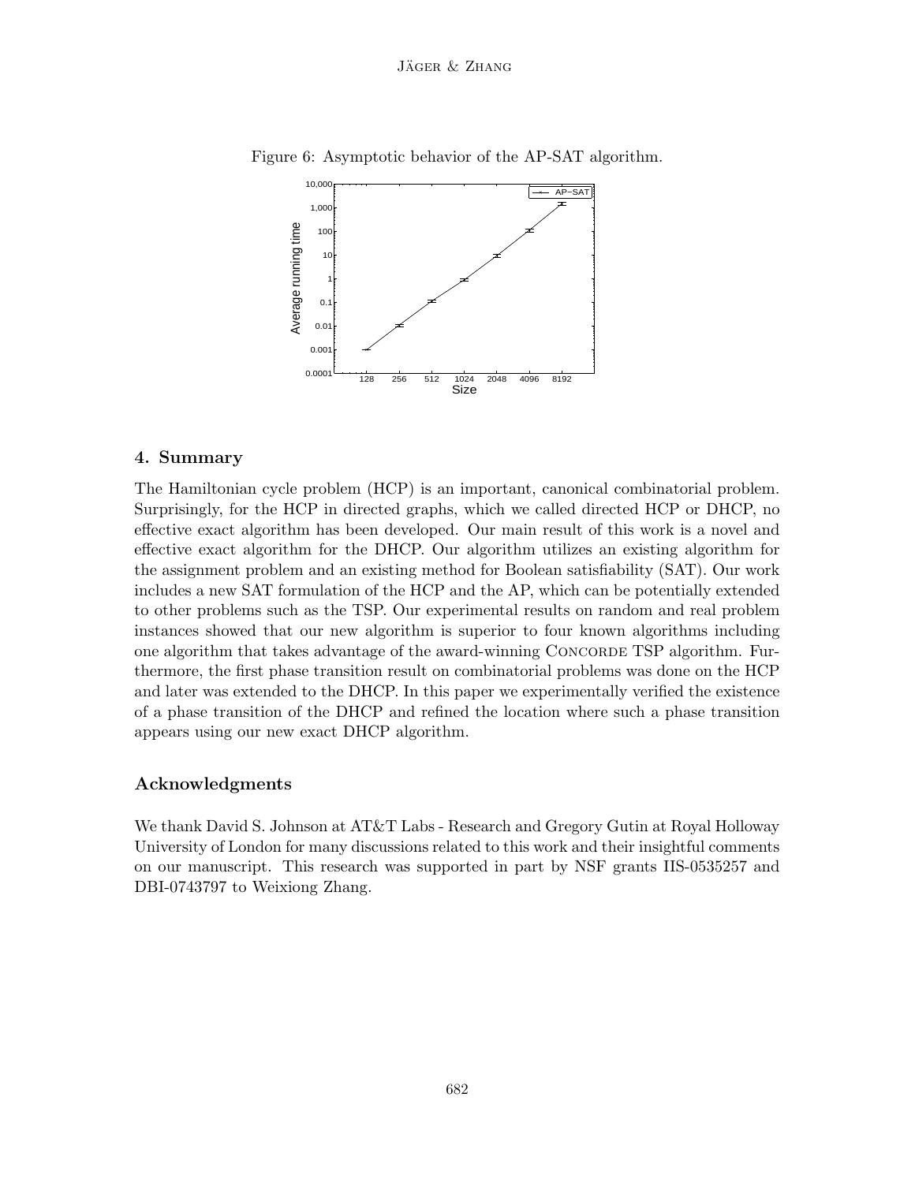Figure 6: Asymptotic behavior of the AP-SAT algorithm.

## 4. Summary

The Hamiltonian cycle problem (HCP) is an important, canonical combinatorial problem. Surprisingly, for the HCP in directed graphs, which we called directed HCP or DHCP, no effective exact algorithm has been developed. Our main result of this work is a novel and effective exact algorithm for the DHCP. Our algorithm utilizes an existing algorithm for the assignment problem and an existing method for Boolean satisfiability (SAT). Our work includes a new SAT formulation of the HCP and the AP, which can be potentially extended to other problems such as the TSP. Our experimental results on random and real problem instances showed that our new algorithm is superior to four known algorithms including one algorithm that takes advantage of the award-winning CONCORDE TSP algorithm. Furthermore, the first phase transition result on combinatorial problems was done on the HCP and later was extended to the DHCP. In this paper we experimentally verified the existence of a phase transition of the DHCP and refined the location where such a phase transition appears using our new exact DHCP algorithm.

## Acknowledgments

We thank David S. Johnson at AT&T Labs - Research and Gregory Gutin at Royal Holloway University of London for many discussions related to this work and their insightful comments on our manuscript. This research was supported in part by NSF grants IIS-0535257 and DBI-0743797 to Weixiong Zhang.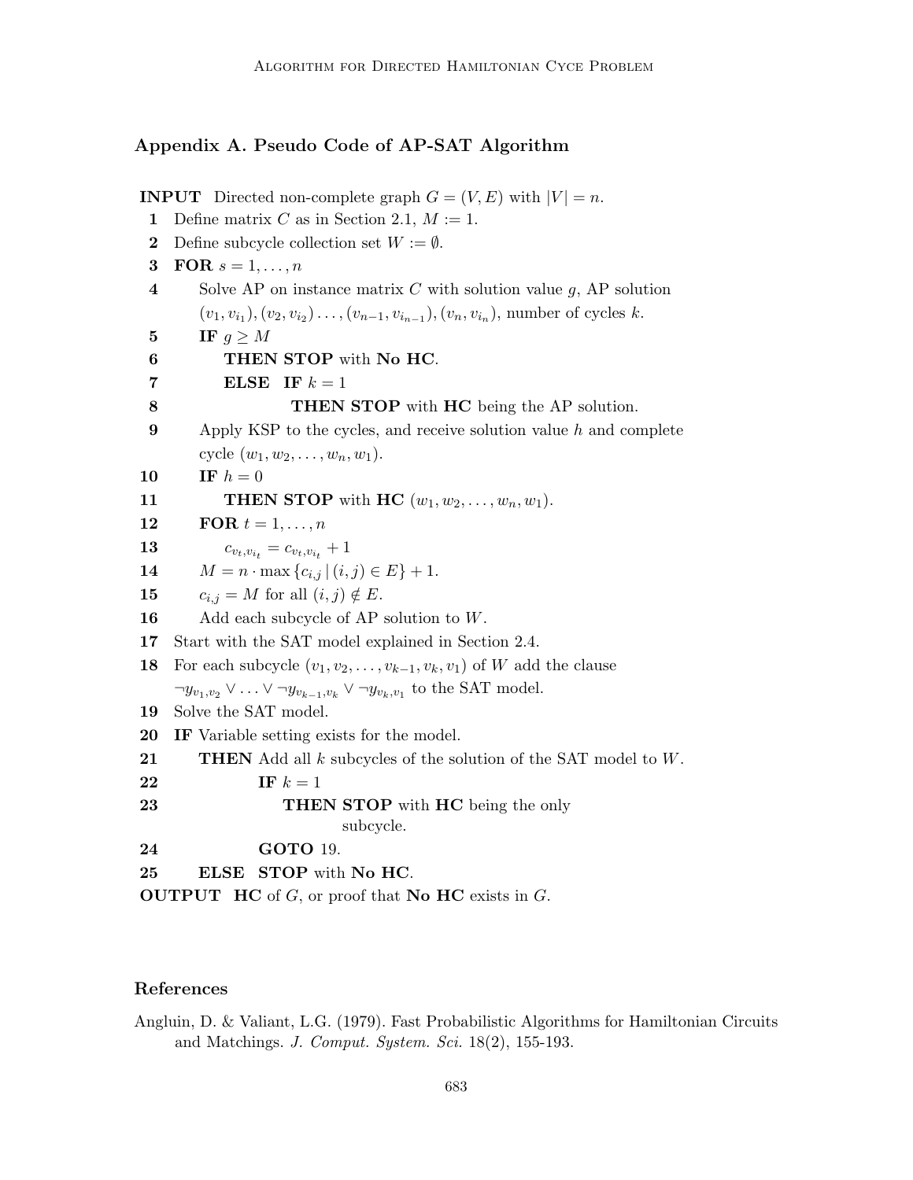## Appendix A. Pseudo Code of AP-SAT Algorithm

```
INPUT  Directed non-complete graph G = (V, E) with |V| = n.
 1  Define matrix C as in Section 2.1, M := 1.
 2  Define subcycle collection set W := ∅.
 3  FOR s = 1, ..., n
 4      Solve AP on instance matrix C with solution value g, AP solution
        (v_1, v_{i_1}), (v_2, v_{i_2}) ..., (v_{n-1}, v_{i_{n-1}}), (v_n, v_{i_n}), number of cycles k.
 5      IF g ≥ M
 6          THEN STOP with No HC.
 7          ELSE  IF k = 1
 8                    THEN STOP with HC being the AP solution.
 9      Apply KSP to the cycles, and receive solution value h and complete
        cycle (w_1, w_2, ..., w_n, w_1).
10      IF h = 0
11          THEN STOP with HC (w_1, w_2, ..., w_n, w_1).
12      FOR t = 1, ..., n
13          c_{v_t, v_{i_t}} = c_{v_t, v_{i_t}} + 1
14      M = n · max {c_{i,j} | (i, j) ∈ E} + 1.
15      c_{i,j} = M for all (i, j) ∉ E.
16      Add each subcycle of AP solution to W.
17  Start with the SAT model explained in Section 2.4.
18  For each subcycle (v_1, v_2, ..., v_{k-1}, v_k, v_1) of W add the clause
    ¬y_{v_1,v_2} ∨ ... ∨ ¬y_{v_{k-1},v_k} ∨ ¬y_{v_k,v_1} to the SAT model.
19  Solve the SAT model.
20  IF Variable setting exists for the model.
21      THEN Add all k subcycles of the solution of the SAT model to W.
22            IF k = 1
23                THEN STOP with HC being the only
                            subcycle.
24            GOTO 19.
25      ELSE  STOP with No HC.
OUTPUT  HC of G, or proof that No HC exists in G.
```

## References

Angluin, D. & Valiant, L.G. (1979). Fast Probabilistic Algorithms for Hamiltonian Circuits and Matchings. *J. Comput. System. Sci.* 18(2), 155-193.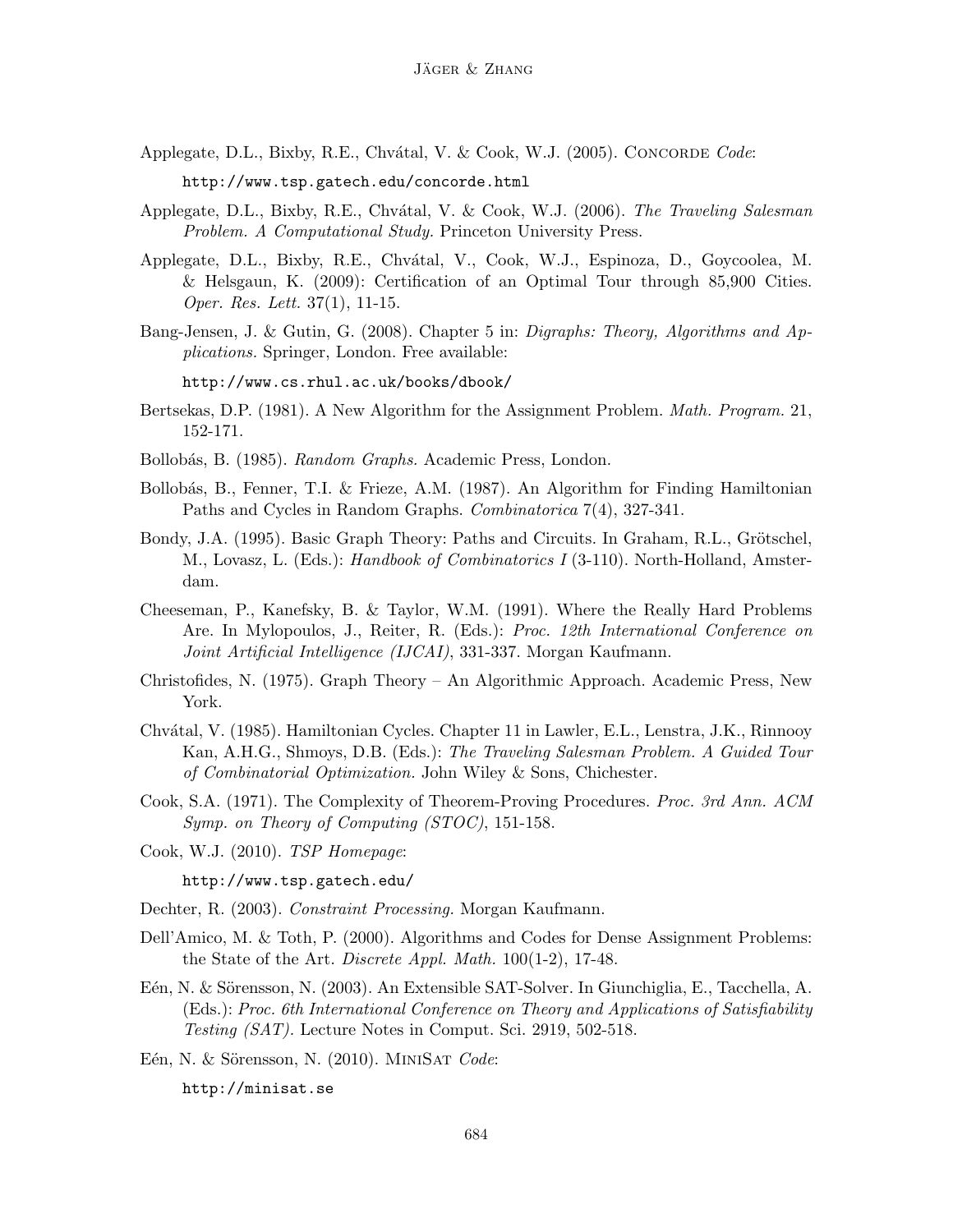Applegate, D.L., Bixby, R.E., Chvátal, V. & Cook, W.J. (2005). CONCORDE *Code*:

http://www.tsp.gatech.edu/concorde.html

Applegate, D.L., Bixby, R.E., Chvátal, V. & Cook, W.J. (2006). *The Traveling Salesman Problem. A Computational Study.* Princeton University Press.

Applegate, D.L., Bixby, R.E., Chvátal, V., Cook, W.J., Espinoza, D., Goycoolea, M. & Helsgaun, K. (2009): Certification of an Optimal Tour through 85,900 Cities. *Oper. Res. Lett.* 37(1), 11-15.

Bang-Jensen, J. & Gutin, G. (2008). Chapter 5 in: *Digraphs: Theory, Algorithms and Applications.* Springer, London. Free available:

http://www.cs.rhul.ac.uk/books/dbook/

Bertsekas, D.P. (1981). A New Algorithm for the Assignment Problem. *Math. Program.* 21, 152-171.

Bollobás, B. (1985). *Random Graphs.* Academic Press, London.

Bollobás, B., Fenner, T.I. & Frieze, A.M. (1987). An Algorithm for Finding Hamiltonian Paths and Cycles in Random Graphs. *Combinatorica* 7(4), 327-341.

Bondy, J.A. (1995). Basic Graph Theory: Paths and Circuits. In Graham, R.L., Grötschel, M., Lovasz, L. (Eds.): *Handbook of Combinatorics I* (3-110). North-Holland, Amsterdam.

Cheeseman, P., Kanefsky, B. & Taylor, W.M. (1991). Where the Really Hard Problems Are. In Mylopoulos, J., Reiter, R. (Eds.): *Proc. 12th International Conference on Joint Artificial Intelligence (IJCAI)*, 331-337. Morgan Kaufmann.

Christofides, N. (1975). Graph Theory – An Algorithmic Approach. Academic Press, New York.

Chvátal, V. (1985). Hamiltonian Cycles. Chapter 11 in Lawler, E.L., Lenstra, J.K., Rinnooy Kan, A.H.G., Shmoys, D.B. (Eds.): *The Traveling Salesman Problem. A Guided Tour of Combinatorial Optimization.* John Wiley & Sons, Chichester.

Cook, S.A. (1971). The Complexity of Theorem-Proving Procedures. *Proc. 3rd Ann. ACM Symp. on Theory of Computing (STOC)*, 151-158.

Cook, W.J. (2010). *TSP Homepage*:

http://www.tsp.gatech.edu/

Dechter, R. (2003). *Constraint Processing.* Morgan Kaufmann.

Dell'Amico, M. & Toth, P. (2000). Algorithms and Codes for Dense Assignment Problems: the State of the Art. *Discrete Appl. Math.* 100(1-2), 17-48.

Eén, N. & Sörensson, N. (2003). An Extensible SAT-Solver. In Giunchiglia, E., Tacchella, A. (Eds.): *Proc. 6th International Conference on Theory and Applications of Satisfiability Testing (SAT).* Lecture Notes in Comput. Sci. 2919, 502-518.

Eén, N. & Sörensson, N. (2010). MINISAT *Code*:

http://minisat.se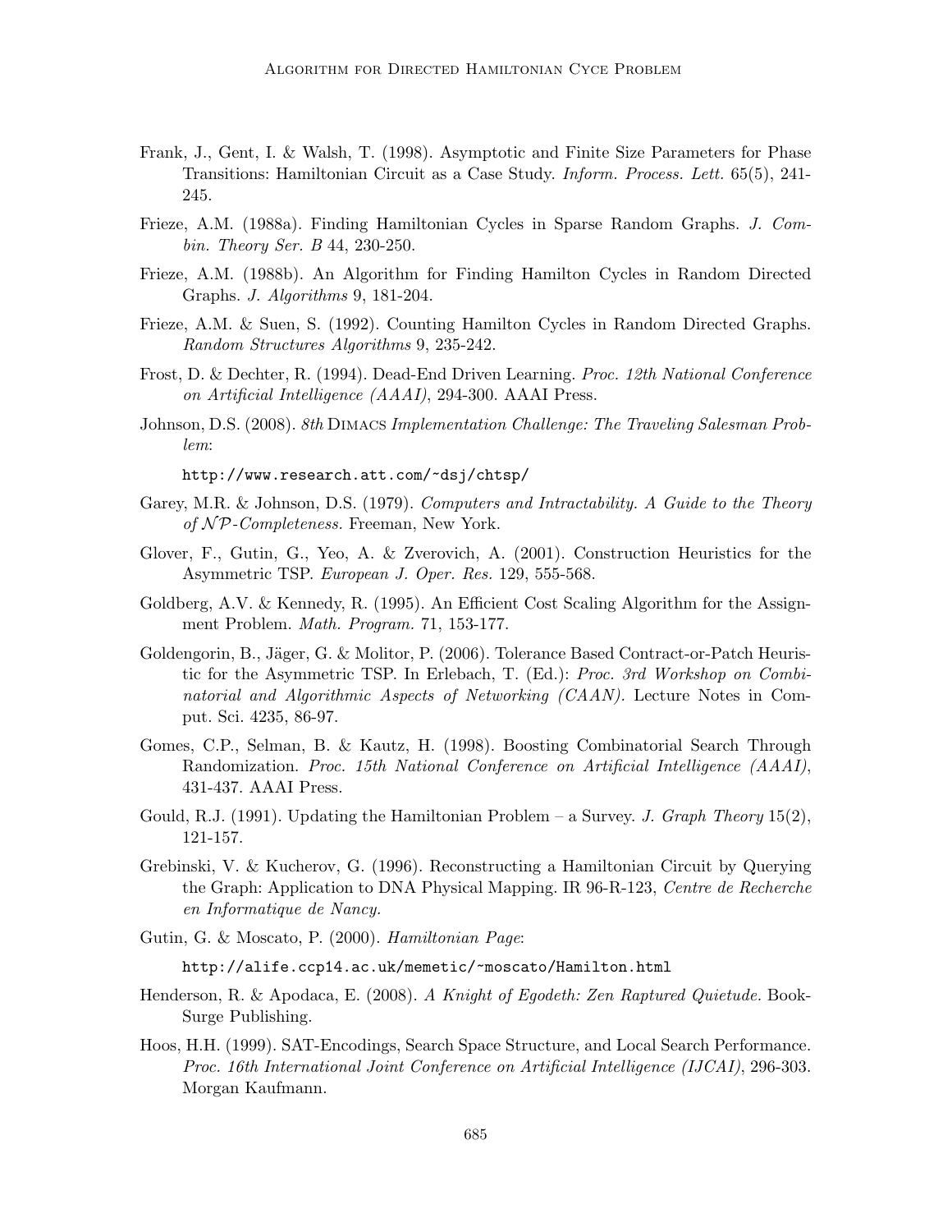Frank, J., Gent, I. & Walsh, T. (1998). Asymptotic and Finite Size Parameters for Phase Transitions: Hamiltonian Circuit as a Case Study. *Inform. Process. Lett.* 65(5), 241-245.

Frieze, A.M. (1988a). Finding Hamiltonian Cycles in Sparse Random Graphs. *J. Combin. Theory Ser. B* 44, 230-250.

Frieze, A.M. (1988b). An Algorithm for Finding Hamilton Cycles in Random Directed Graphs. *J. Algorithms* 9, 181-204.

Frieze, A.M. & Suen, S. (1992). Counting Hamilton Cycles in Random Directed Graphs. *Random Structures Algorithms* 9, 235-242.

Frost, D. & Dechter, R. (1994). Dead-End Driven Learning. *Proc. 12th National Conference on Artificial Intelligence (AAAI)*, 294-300. AAAI Press.

Johnson, D.S. (2008). *8th* Dimacs *Implementation Challenge: The Traveling Salesman Problem*:

`http://www.research.att.com/~dsj/chtsp/`

Garey, M.R. & Johnson, D.S. (1979). *Computers and Intractability. A Guide to the Theory of $\mathcal{NP}$-Completeness.* Freeman, New York.

Glover, F., Gutin, G., Yeo, A. & Zverovich, A. (2001). Construction Heuristics for the Asymmetric TSP. *European J. Oper. Res.* 129, 555-568.

Goldberg, A.V. & Kennedy, R. (1995). An Efficient Cost Scaling Algorithm for the Assignment Problem. *Math. Program.* 71, 153-177.

Goldengorin, B., Jäger, G. & Molitor, P. (2006). Tolerance Based Contract-or-Patch Heuristic for the Asymmetric TSP. In Erlebach, T. (Ed.): *Proc. 3rd Workshop on Combinatorial and Algorithmic Aspects of Networking (CAAN).* Lecture Notes in Comput. Sci. 4235, 86-97.

Gomes, C.P., Selman, B. & Kautz, H. (1998). Boosting Combinatorial Search Through Randomization. *Proc. 15th National Conference on Artificial Intelligence (AAAI)*, 431-437. AAAI Press.

Gould, R.J. (1991). Updating the Hamiltonian Problem – a Survey. *J. Graph Theory* 15(2), 121-157.

Grebinski, V. & Kucherov, G. (1996). Reconstructing a Hamiltonian Circuit by Querying the Graph: Application to DNA Physical Mapping. IR 96-R-123, *Centre de Recherche en Informatique de Nancy.*

Gutin, G. & Moscato, P. (2000). *Hamiltonian Page*:

`http://alife.ccp14.ac.uk/memetic/~moscato/Hamilton.html`

Henderson, R. & Apodaca, E. (2008). *A Knight of Egodeth: Zen Raptured Quietude.* BookSurge Publishing.

Hoos, H.H. (1999). SAT-Encodings, Search Space Structure, and Local Search Performance. *Proc. 16th International Joint Conference on Artificial Intelligence (IJCAI)*, 296-303. Morgan Kaufmann.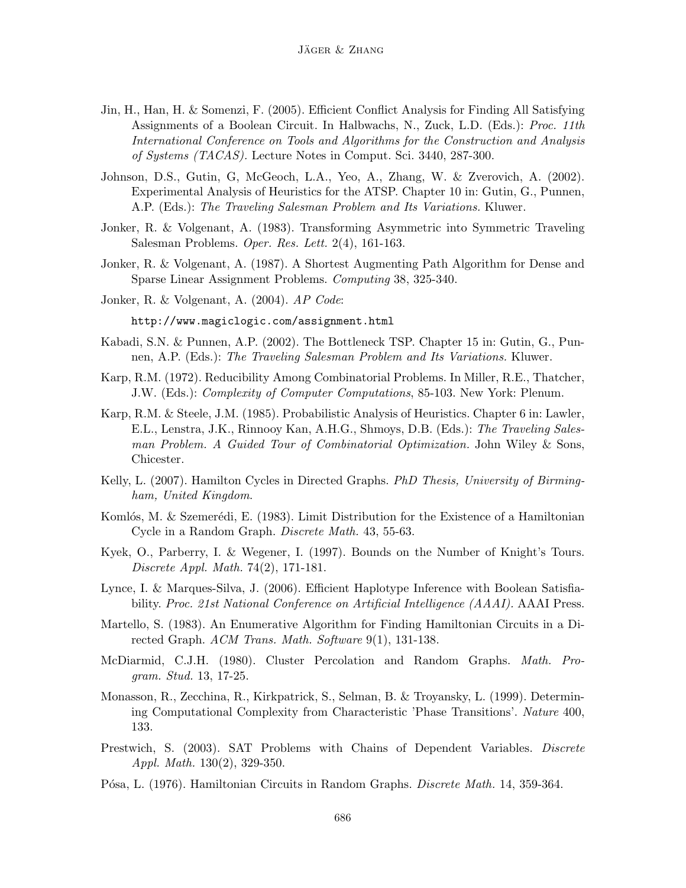Jin, H., Han, H. & Somenzi, F. (2005). Efficient Conflict Analysis for Finding All Satisfying Assignments of a Boolean Circuit. In Halbwachs, N., Zuck, L.D. (Eds.): *Proc. 11th International Conference on Tools and Algorithms for the Construction and Analysis of Systems (TACAS).* Lecture Notes in Comput. Sci. 3440, 287-300.

Johnson, D.S., Gutin, G, McGeoch, L.A., Yeo, A., Zhang, W. & Zverovich, A. (2002). Experimental Analysis of Heuristics for the ATSP. Chapter 10 in: Gutin, G., Punnen, A.P. (Eds.): *The Traveling Salesman Problem and Its Variations.* Kluwer.

Jonker, R. & Volgenant, A. (1983). Transforming Asymmetric into Symmetric Traveling Salesman Problems. *Oper. Res. Lett.* 2(4), 161-163.

Jonker, R. & Volgenant, A. (1987). A Shortest Augmenting Path Algorithm for Dense and Sparse Linear Assignment Problems. *Computing* 38, 325-340.

Jonker, R. & Volgenant, A. (2004). *AP Code*:

`http://www.magiclogic.com/assignment.html`

Kabadi, S.N. & Punnen, A.P. (2002). The Bottleneck TSP. Chapter 15 in: Gutin, G., Punnen, A.P. (Eds.): *The Traveling Salesman Problem and Its Variations.* Kluwer.

Karp, R.M. (1972). Reducibility Among Combinatorial Problems. In Miller, R.E., Thatcher, J.W. (Eds.): *Complexity of Computer Computations*, 85-103. New York: Plenum.

Karp, R.M. & Steele, J.M. (1985). Probabilistic Analysis of Heuristics. Chapter 6 in: Lawler, E.L., Lenstra, J.K., Rinnooy Kan, A.H.G., Shmoys, D.B. (Eds.): *The Traveling Salesman Problem. A Guided Tour of Combinatorial Optimization.* John Wiley & Sons, Chicester.

Kelly, L. (2007). Hamilton Cycles in Directed Graphs. *PhD Thesis, University of Birmingham, United Kingdom*.

Komlós, M. & Szemerédi, E. (1983). Limit Distribution for the Existence of a Hamiltonian Cycle in a Random Graph. *Discrete Math.* 43, 55-63.

Kyek, O., Parberry, I. & Wegener, I. (1997). Bounds on the Number of Knight's Tours. *Discrete Appl. Math.* 74(2), 171-181.

Lynce, I. & Marques-Silva, J. (2006). Efficient Haplotype Inference with Boolean Satisfiability. *Proc. 21st National Conference on Artificial Intelligence (AAAI).* AAAI Press.

Martello, S. (1983). An Enumerative Algorithm for Finding Hamiltonian Circuits in a Directed Graph. *ACM Trans. Math. Software* 9(1), 131-138.

McDiarmid, C.J.H. (1980). Cluster Percolation and Random Graphs. *Math. Program. Stud.* 13, 17-25.

Monasson, R., Zecchina, R., Kirkpatrick, S., Selman, B. & Troyansky, L. (1999). Determining Computational Complexity from Characteristic 'Phase Transitions'. *Nature* 400, 133.

Prestwich, S. (2003). SAT Problems with Chains of Dependent Variables. *Discrete Appl. Math.* 130(2), 329-350.

Pósa, L. (1976). Hamiltonian Circuits in Random Graphs. *Discrete Math.* 14, 359-364.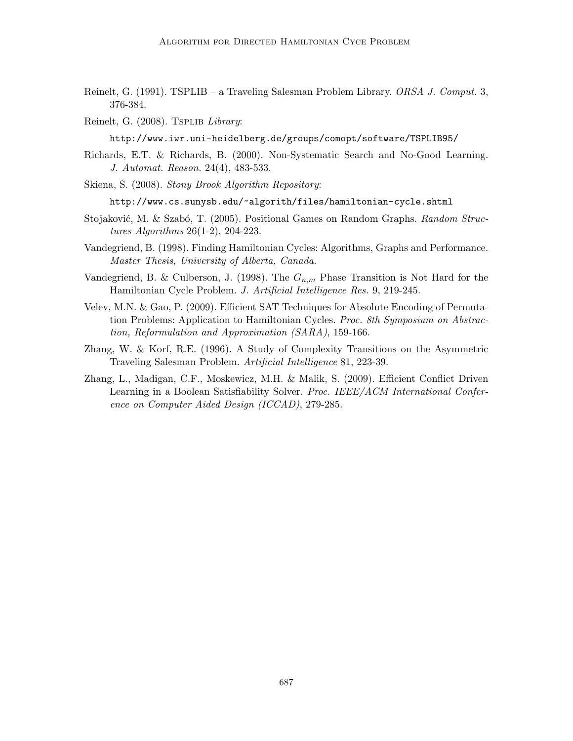Reinelt, G. (1991). TSPLIB – a Traveling Salesman Problem Library. *ORSA J. Comput.* 3, 376-384.

Reinelt, G. (2008). Tsplib *Library*:

`http://www.iwr.uni-heidelberg.de/groups/comopt/software/TSPLIB95/`

Richards, E.T. & Richards, B. (2000). Non-Systematic Search and No-Good Learning. *J. Automat. Reason.* 24(4), 483-533.

Skiena, S. (2008). *Stony Brook Algorithm Repository*:

`http://www.cs.sunysb.edu/~algorith/files/hamiltonian-cycle.shtml`

Stojaković, M. & Szabó, T. (2005). Positional Games on Random Graphs. *Random Structures Algorithms* 26(1-2), 204-223.

Vandegriend, B. (1998). Finding Hamiltonian Cycles: Algorithms, Graphs and Performance. *Master Thesis, University of Alberta, Canada.*

Vandegriend, B. & Culberson, J. (1998). The $G_{n,m}$ Phase Transition is Not Hard for the Hamiltonian Cycle Problem. *J. Artificial Intelligence Res.* 9, 219-245.

Velev, M.N. & Gao, P. (2009). Efficient SAT Techniques for Absolute Encoding of Permutation Problems: Application to Hamiltonian Cycles. *Proc. 8th Symposium on Abstraction, Reformulation and Approximation (SARA)*, 159-166.

Zhang, W. & Korf, R.E. (1996). A Study of Complexity Transitions on the Asymmetric Traveling Salesman Problem. *Artificial Intelligence* 81, 223-39.

Zhang, L., Madigan, C.F., Moskewicz, M.H. & Malik, S. (2009). Efficient Conflict Driven Learning in a Boolean Satisfiability Solver. *Proc. IEEE/ACM International Conference on Computer Aided Design (ICCAD)*, 279-285.